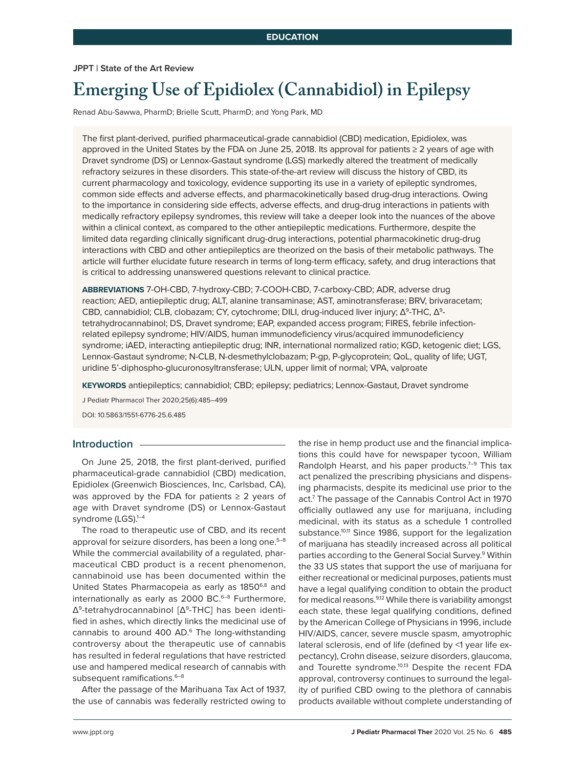EDUCATION

JPPT | State of the Art Review

# Emerging Use of Epidiolex (Cannabidiol) in Epilepsy

Renad Abu-Sawwa, PharmD; Brielle Scutt, PharmD; and Yong Park, MD

The first plant-derived, purified pharmaceutical-grade cannabidiol (CBD) medication, Epidiolex, was approved in the United States by the FDA on June 25, 2018. Its approval for patients ≥ 2 years of age with Dravet syndrome (DS) or Lennox-Gastaut syndrome (LGS) markedly altered the treatment of medically refractory seizures in these disorders. This state-of-the-art review will discuss the history of CBD, its current pharmacology and toxicology, evidence supporting its use in a variety of epileptic syndromes, common side effects and adverse effects, and pharmacokinetically based drug-drug interactions. Owing to the importance in considering side effects, adverse effects, and drug-drug interactions in patients with medically refractory epilepsy syndromes, this review will take a deeper look into the nuances of the above within a clinical context, as compared to the other antiepileptic medications. Furthermore, despite the limited data regarding clinically significant drug-drug interactions, potential pharmacokinetic drug-drug interactions with CBD and other antiepileptics are theorized on the basis of their metabolic pathways. The article will further elucidate future research in terms of long-term efficacy, safety, and drug interactions that is critical to addressing unanswered questions relevant to clinical practice.

**ABBREVIATIONS** 7-OH-CBD, 7-hydroxy-CBD; 7-COOH-CBD, 7-carboxy-CBD; ADR, adverse drug reaction; AED, antiepileptic drug; ALT, alanine transaminase; AST, aminotransferase; BRV, brivaracetam; CBD, cannabidiol; CLB, clobazam; CY, cytochrome; DILI, drug-induced liver injury; $\Delta^9$-THC, $\Delta^9$-tetrahydrocannabinol; DS, Dravet syndrome; EAP, expanded access program; FIRES, febrile infection-related epilepsy syndrome; HIV/AIDS, human immunodeficiency virus/acquired immunodeficiency syndrome; iAED, interacting antiepileptic drug; INR, international normalized ratio; KGD, ketogenic diet; LGS, Lennox-Gastaut syndrome; N-CLB, N-desmethylclobazam; P-gp, P-glycoprotein; QoL, quality of life; UGT, uridine 5'-diphospho-glucuronosyltransferase; ULN, upper limit of normal; VPA, valproate

**KEYWORDS** antiepileptics; cannabidiol; CBD; epilepsy; pediatrics; Lennox-Gastaut, Dravet syndrome

J Pediatr Pharmacol Ther 2020;25(6):485–499

DOI: 10.5863/1551-6776-25.6.485

## Introduction

On June 25, 2018, the first plant-derived, purified pharmaceutical-grade cannabidiol (CBD) medication, Epidiolex (Greenwich Biosciences, Inc, Carlsbad, CA), was approved by the FDA for patients ≥ 2 years of age with Dravet syndrome (DS) or Lennox-Gastaut syndrome (LGS).[1–4]

The road to therapeutic use of CBD, and its recent approval for seizure disorders, has been a long one.[5–8] While the commercial availability of a regulated, pharmaceutical CBD product is a recent phenomenon, cannabinoid use has been documented within the United States Pharmacopeia as early as 1850[6,8] and internationally as early as 2000 BC.[6–8] Furthermore, $\Delta^9$-tetrahydrocannabinol [$\Delta^9$-THC] has been identified in ashes, which directly links the medicinal use of cannabis to around 400 AD.[6] The long-withstanding controversy about the therapeutic use of cannabis has resulted in federal regulations that have restricted use and hampered medical research of cannabis with subsequent ramifications.[6–8]

After the passage of the Marihuana Tax Act of 1937, the use of cannabis was federally restricted owing to the rise in hemp product use and the financial implications this could have for newspaper tycoon, William Randolph Hearst, and his paper products.[7–9] This tax act penalized the prescribing physicians and dispensing pharmacists, despite its medicinal use prior to the act.[7] The passage of the Cannabis Control Act in 1970 officially outlawed any use for marijuana, including medicinal, with its status as a schedule 1 controlled substance.[10,11] Since 1986, support for the legalization of marijuana has steadily increased across all political parties according to the General Social Survey.[9] Within the 33 US states that support the use of marijuana for either recreational or medicinal purposes, patients must have a legal qualifying condition to obtain the product for medical reasons.[9,12] While there is variability amongst each state, these legal qualifying conditions, defined by the American College of Physicians in 1996, include HIV/AIDS, cancer, severe muscle spasm, amyotrophic lateral sclerosis, end of life (defined by <1 year life expectancy), Crohn disease, seizure disorders, glaucoma, and Tourette syndrome.[10,13] Despite the recent FDA approval, controversy continues to surround the legality of purified CBD owing to the plethora of cannabis products available without complete understanding of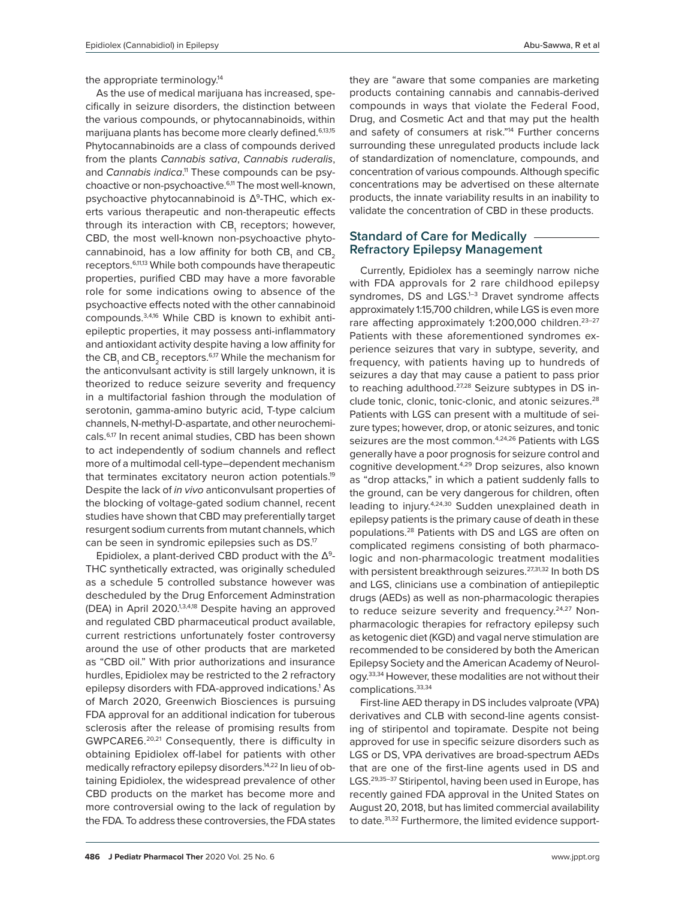the appropriate terminology.[14]

As the use of medical marijuana has increased, specifically in seizure disorders, the distinction between the various compounds, or phytocannabinoids, within marijuana plants has become more clearly defined.[6,13,15] Phytocannabinoids are a class of compounds derived from the plants *Cannabis sativa*, *Cannabis ruderalis*, and *Cannabis indica*.[11] These compounds can be psychoactive or non-psychoactive.[6,11] The most well-known, psychoactive phytocannabinoid is $\Delta^9$-THC, which exerts various therapeutic and non-therapeutic effects through its interaction with $CB_1$ receptors; however, CBD, the most well-known non-psychoactive phytocannabinoid, has a low affinity for both $CB_1$ and $CB_2$ receptors.[6,11,13] While both compounds have therapeutic properties, purified CBD may have a more favorable role for some indications owing to absence of the psychoactive effects noted with the other cannabinoid compounds.[3,4,16] While CBD is known to exhibit antiepileptic properties, it may possess anti-inflammatory and antioxidant activity despite having a low affinity for the $CB_1$ and $CB_2$ receptors.[6,17] While the mechanism for the anticonvulsant activity is still largely unknown, it is theorized to reduce seizure severity and frequency in a multifactorial fashion through the modulation of serotonin, gamma-amino butyric acid, T-type calcium channels, N-methyl-D-aspartate, and other neurochemicals.[6,17] In recent animal studies, CBD has been shown to act independently of sodium channels and reflect more of a multimodal cell-type–dependent mechanism that terminates excitatory neuron action potentials.[19] Despite the lack of *in vivo* anticonvulsant properties of the blocking of voltage-gated sodium channel, recent studies have shown that CBD may preferentially target resurgent sodium currents from mutant channels, which can be seen in syndromic epilepsies such as DS.[17]

Epidiolex, a plant-derived CBD product with the $\Delta^9$-THC synthetically extracted, was originally scheduled as a schedule 5 controlled substance however was descheduled by the Drug Enforcement Adminstration (DEA) in April 2020.[1,3,4,18] Despite having an approved and regulated CBD pharmaceutical product available, current restrictions unfortunately foster controversy around the use of other products that are marketed as "CBD oil." With prior authorizations and insurance hurdles, Epidiolex may be restricted to the 2 refractory epilepsy disorders with FDA-approved indications.[1] As of March 2020, Greenwich Biosciences is pursuing FDA approval for an additional indication for tuberous sclerosis after the release of promising results from GWPCARE6.[20,21] Consequently, there is difficulty in obtaining Epidiolex off-label for patients with other medically refractory epilepsy disorders.[14,22] In lieu of obtaining Epidiolex, the widespread prevalence of other CBD products on the market has become more and more controversial owing to the lack of regulation by the FDA. To address these controversies, the FDA states they are "aware that some companies are marketing products containing cannabis and cannabis-derived compounds in ways that violate the Federal Food, Drug, and Cosmetic Act and that may put the health and safety of consumers at risk."[14] Further concerns surrounding these unregulated products include lack of standardization of nomenclature, compounds, and concentration of various compounds. Although specific concentrations may be advertised on these alternate products, the innate variability results in an inability to validate the concentration of CBD in these products.

## Standard of Care for Medically Refractory Epilepsy Management

Currently, Epidiolex has a seemingly narrow niche with FDA approvals for 2 rare childhood epilepsy syndromes, DS and LGS.[1–3] Dravet syndrome affects approximately 1:15,700 children, while LGS is even more rare affecting approximately 1:200,000 children.[23–27] Patients with these aforementioned syndromes experience seizures that vary in subtype, severity, and frequency, with patients having up to hundreds of seizures a day that may cause a patient to pass prior to reaching adulthood.[27,28] Seizure subtypes in DS include tonic, clonic, tonic-clonic, and atonic seizures.[28] Patients with LGS can present with a multitude of seizure types; however, drop, or atonic seizures, and tonic seizures are the most common.[4,24,26] Patients with LGS generally have a poor prognosis for seizure control and cognitive development.[4,29] Drop seizures, also known as "drop attacks," in which a patient suddenly falls to the ground, can be very dangerous for children, often leading to injury.[4,24,30] Sudden unexplained death in epilepsy patients is the primary cause of death in these populations.[28] Patients with DS and LGS are often on complicated regimens consisting of both pharmacologic and non-pharmacologic treatment modalities with persistent breakthrough seizures.[27,31,32] In both DS and LGS, clinicians use a combination of antiepileptic drugs (AEDs) as well as non-pharmacologic therapies to reduce seizure severity and frequency.[24,27] Non-pharmacologic therapies for refractory epilepsy such as ketogenic diet (KGD) and vagal nerve stimulation are recommended to be considered by both the American Epilepsy Society and the American Academy of Neurology.[33,34] However, these modalities are not without their complications.[33,34]

First-line AED therapy in DS includes valproate (VPA) derivatives and CLB with second-line agents consisting of stiripentol and topiramate. Despite not being approved for use in specific seizure disorders such as LGS or DS, VPA derivatives are broad-spectrum AEDs that are one of the first-line agents used in DS and LGS.[29,35–37] Stiripentol, having been used in Europe, has recently gained FDA approval in the United States on August 20, 2018, but has limited commercial availability to date.[31,32] Furthermore, the limited evidence support-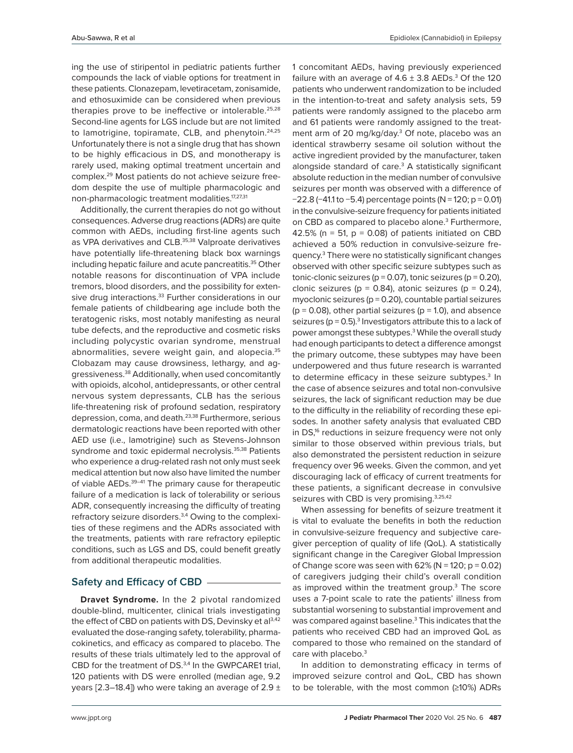ing the use of stiripentol in pediatric patients further compounds the lack of viable options for treatment in these patients. Clonazepam, levetiracetam, zonisamide, and ethosuximide can be considered when previous therapies prove to be ineffective or intolerable.[25,28] Second-line agents for LGS include but are not limited to lamotrigine, topiramate, CLB, and phenytoin.[24,25] Unfortunately there is not a single drug that has shown to be highly efficacious in DS, and monotherapy is rarely used, making optimal treatment uncertain and complex.[29] Most patients do not achieve seizure freedom despite the use of multiple pharmacologic and non-pharmacologic treatment modalities.[17,27,31]

Additionally, the current therapies do not go without consequences. Adverse drug reactions (ADRs) are quite common with AEDs, including first-line agents such as VPA derivatives and CLB.[35,38] Valproate derivatives have potentially life-threatening black box warnings including hepatic failure and acute pancreatitis.[35] Other notable reasons for discontinuation of VPA include tremors, blood disorders, and the possibility for extensive drug interactions.[33] Further considerations in our female patients of childbearing age include both the teratogenic risks, most notably manifesting as neural tube defects, and the reproductive and cosmetic risks including polycystic ovarian syndrome, menstrual abnormalities, severe weight gain, and alopecia.[35] Clobazam may cause drowsiness, lethargy, and aggressiveness.[38] Additionally, when used concomitantly with opioids, alcohol, antidepressants, or other central nervous system depressants, CLB has the serious life-threatening risk of profound sedation, respiratory depression, coma, and death.[23,38] Furthermore, serious dermatologic reactions have been reported with other AED use (i.e., lamotrigine) such as Stevens-Johnson syndrome and toxic epidermal necrolysis.[35,38] Patients who experience a drug-related rash not only must seek medical attention but now also have limited the number of viable AEDs.[39–41] The primary cause for therapeutic failure of a medication is lack of tolerability or serious ADR, consequently increasing the difficulty of treating refractory seizure disorders.[3,4] Owing to the complexities of these regimens and the ADRs associated with the treatments, patients with rare refractory epileptic conditions, such as LGS and DS, could benefit greatly from additional therapeutic modalities.

## Safety and Efficacy of CBD

**Dravet Syndrome.** In the 2 pivotal randomized double-blind, multicenter, clinical trials investigating the effect of CBD on patients with DS, Devinsky et al[3,42] evaluated the dose-ranging safety, tolerability, pharmacokinetics, and efficacy as compared to placebo. The results of these trials ultimately led to the approval of CBD for the treatment of DS.[3,4] In the GWPCARE1 trial, 120 patients with DS were enrolled (median age, 9.2 years [2.3–18.4]) who were taking an average of 2.9 ± 1 concomitant AEDs, having previously experienced failure with an average of 4.6 ± 3.8 AEDs.[3] Of the 120 patients who underwent randomization to be included in the intention-to-treat and safety analysis sets, 59 patients were randomly assigned to the placebo arm and 61 patients were randomly assigned to the treatment arm of 20 mg/kg/day.[3] Of note, placebo was an identical strawberry sesame oil solution without the active ingredient provided by the manufacturer, taken alongside standard of care.[3] A statistically significant absolute reduction in the median number of convulsive seizures per month was observed with a difference of −22.8 (−41.1 to −5.4) percentage points (N = 120; $p = 0.01$) in the convulsive-seizure frequency for patients initiated on CBD as compared to placebo alone.[3] Furthermore, 42.5% (n = 51, $p = 0.08$) of patients initiated on CBD achieved a 50% reduction in convulsive-seizure frequency.[3] There were no statistically significant changes observed with other specific seizure subtypes such as tonic-clonic seizures ($p = 0.07$), tonic seizures ($p = 0.20$), clonic seizures ($p = 0.84$), atonic seizures ($p = 0.24$), myoclonic seizures ($p = 0.20$), countable partial seizures ($p = 0.08$), other partial seizures ($p = 1.0$), and absence seizures ($p = 0.5$).[3] Investigators attribute this to a lack of power amongst these subtypes.[3] While the overall study had enough participants to detect a difference amongst the primary outcome, these subtypes may have been underpowered and thus future research is warranted to determine efficacy in these seizure subtypes.[3] In the case of absence seizures and total non-convulsive seizures, the lack of significant reduction may be due to the difficulty in the reliability of recording these episodes. In another safety analysis that evaluated CBD in DS,[16] reductions in seizure frequency were not only similar to those observed within previous trials, but also demonstrated the persistent reduction in seizure frequency over 96 weeks. Given the common, and yet discouraging lack of efficacy of current treatments for these patients, a significant decrease in convulsive seizures with CBD is very promising.[3,25,42]

When assessing for benefits of seizure treatment it is vital to evaluate the benefits in both the reduction in convulsive-seizure frequency and subjective caregiver perception of quality of life (QoL). A statistically significant change in the Caregiver Global Impression of Change score was seen with 62% (N = 120; $p = 0.02$) of caregivers judging their child's overall condition as improved within the treatment group.[3] The score uses a 7-point scale to rate the patients' illness from substantial worsening to substantial improvement and was compared against baseline.[3] This indicates that the patients who received CBD had an improved QoL as compared to those who remained on the standard of care with placebo.[3]

In addition to demonstrating efficacy in terms of improved seizure control and QoL, CBD has shown to be tolerable, with the most common (≥10%) ADRs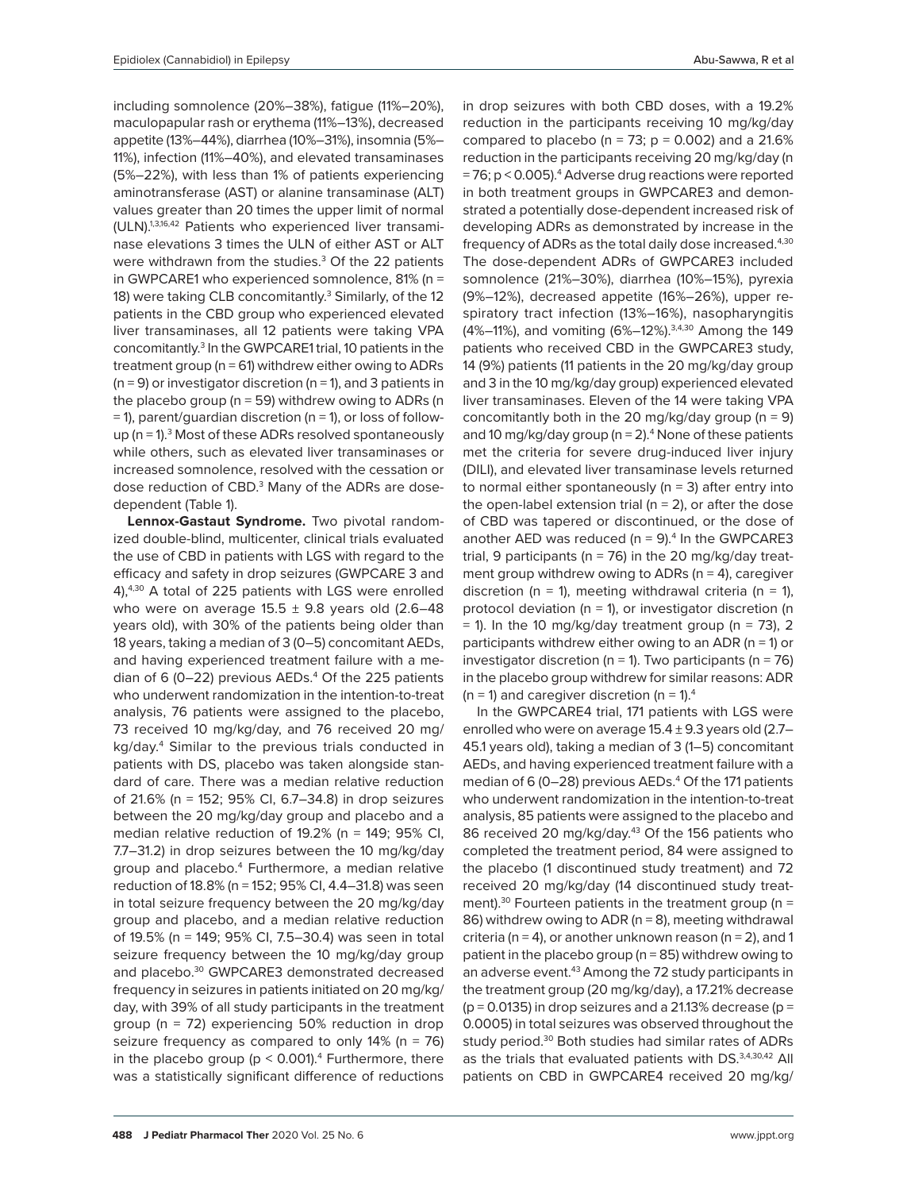including somnolence (20%–38%), fatigue (11%–20%), maculopapular rash or erythema (11%–13%), decreased appetite (13%–44%), diarrhea (10%–31%), insomnia (5%–11%), infection (11%–40%), and elevated transaminases (5%–22%), with less than 1% of patients experiencing aminotransferase (AST) or alanine transaminase (ALT) values greater than 20 times the upper limit of normal (ULN).[1,3,16,42] Patients who experienced liver transaminase elevations 3 times the ULN of either AST or ALT were withdrawn from the studies.[3] Of the 22 patients in GWPCARE1 who experienced somnolence, 81% (n = 18) were taking CLB concomitantly.[3] Similarly, of the 12 patients in the CBD group who experienced elevated liver transaminases, all 12 patients were taking VPA concomitantly.[3] In the GWPCARE1 trial, 10 patients in the treatment group (n = 61) withdrew either owing to ADRs (n = 9) or investigator discretion (n = 1), and 3 patients in the placebo group (n = 59) withdrew owing to ADRs (n = 1), parent/guardian discretion (n = 1), or loss of follow-up (n = 1).[3] Most of these ADRs resolved spontaneously while others, such as elevated liver transaminases or increased somnolence, resolved with the cessation or dose reduction of CBD.[3] Many of the ADRs are dose-dependent (Table 1).

**Lennox-Gastaut Syndrome.** Two pivotal randomized double-blind, multicenter, clinical trials evaluated the use of CBD in patients with LGS with regard to the efficacy and safety in drop seizures (GWPCARE 3 and 4).[4,30] A total of 225 patients with LGS were enrolled who were on average 15.5 ± 9.8 years old (2.6–48 years old), with 30% of the patients being older than 18 years, taking a median of 3 (0–5) concomitant AEDs, and having experienced treatment failure with a median of 6 (0–22) previous AEDs.[4] Of the 225 patients who underwent randomization in the intention-to-treat analysis, 76 patients were assigned to the placebo, 73 received 10 mg/kg/day, and 76 received 20 mg/kg/day.[4] Similar to the previous trials conducted in patients with DS, placebo was taken alongside standard of care. There was a median relative reduction of 21.6% (n = 152; 95% CI, 6.7–34.8) in drop seizures between the 20 mg/kg/day group and placebo and a median relative reduction of 19.2% (n = 149; 95% CI, 7.7–31.2) in drop seizures between the 10 mg/kg/day group and placebo.[4] Furthermore, a median relative reduction of 18.8% (n = 152; 95% CI, 4.4–31.8) was seen in total seizure frequency between the 20 mg/kg/day group and placebo, and a median relative reduction of 19.5% (n = 149; 95% CI, 7.5–30.4) was seen in total seizure frequency between the 10 mg/kg/day group and placebo.[30] GWPCARE3 demonstrated decreased frequency in seizures in patients initiated on 20 mg/kg/day, with 39% of all study participants in the treatment group (n = 72) experiencing 50% reduction in drop seizure frequency as compared to only 14% (n = 76) in the placebo group ($p < 0.001$).[4] Furthermore, there was a statistically significant difference of reductions in drop seizures with both CBD doses, with a 19.2% reduction in the participants receiving 10 mg/kg/day compared to placebo (n = 73; $p = 0.002$) and a 21.6% reduction in the participants receiving 20 mg/kg/day (n = 76; $p < 0.005$).[4] Adverse drug reactions were reported in both treatment groups in GWPCARE3 and demonstrated a potentially dose-dependent increased risk of developing ADRs as demonstrated by increase in the frequency of ADRs as the total daily dose increased.[4,30] The dose-dependent ADRs of GWPCARE3 included somnolence (21%–30%), diarrhea (10%–15%), pyrexia (9%–12%), decreased appetite (16%–26%), upper respiratory tract infection (13%–16%), nasopharyngitis (4%–11%), and vomiting (6%–12%).[3,4,30] Among the 149 patients who received CBD in the GWPCARE3 study, 14 (9%) patients (11 patients in the 20 mg/kg/day group and 3 in the 10 mg/kg/day group) experienced elevated liver transaminases. Eleven of the 14 were taking VPA concomitantly both in the 20 mg/kg/day group (n = 9) and 10 mg/kg/day group (n = 2).[4] None of these patients met the criteria for severe drug-induced liver injury (DILI), and elevated liver transaminase levels returned to normal either spontaneously (n = 3) after entry into the open-label extension trial (n = 2), or after the dose of CBD was tapered or discontinued, or the dose of another AED was reduced (n = 9).[4] In the GWPCARE3 trial, 9 participants (n = 76) in the 20 mg/kg/day treatment group withdrew owing to ADRs (n = 4), caregiver discretion (n = 1), meeting withdrawal criteria (n = 1), protocol deviation (n = 1), or investigator discretion (n = 1). In the 10 mg/kg/day treatment group (n = 73), 2 participants withdrew either owing to an ADR (n = 1) or investigator discretion (n = 1). Two participants (n = 76) in the placebo group withdrew for similar reasons: ADR (n = 1) and caregiver discretion (n = 1).[4]

In the GWPCARE4 trial, 171 patients with LGS were enrolled who were on average 15.4 ± 9.3 years old (2.7–45.1 years old), taking a median of 3 (1–5) concomitant AEDs, and having experienced treatment failure with a median of 6 (0–28) previous AEDs.[4] Of the 171 patients who underwent randomization in the intention-to-treat analysis, 85 patients were assigned to the placebo and 86 received 20 mg/kg/day.[43] Of the 156 patients who completed the treatment period, 84 were assigned to the placebo (1 discontinued study treatment) and 72 received 20 mg/kg/day (14 discontinued study treatment).[30] Fourteen patients in the treatment group (n = 86) withdrew owing to ADR (n = 8), meeting withdrawal criteria (n = 4), or another unknown reason (n = 2), and 1 patient in the placebo group (n = 85) withdrew owing to an adverse event.[43] Among the 72 study participants in the treatment group (20 mg/kg/day), a 17.21% decrease ($p = 0.0135$) in drop seizures and a 21.13% decrease ($p = 0.0005$) in total seizures was observed throughout the study period.[30] Both studies had similar rates of ADRs as the trials that evaluated patients with DS.[3,4,30,42] All patients on CBD in GWPCARE4 received 20 mg/kg/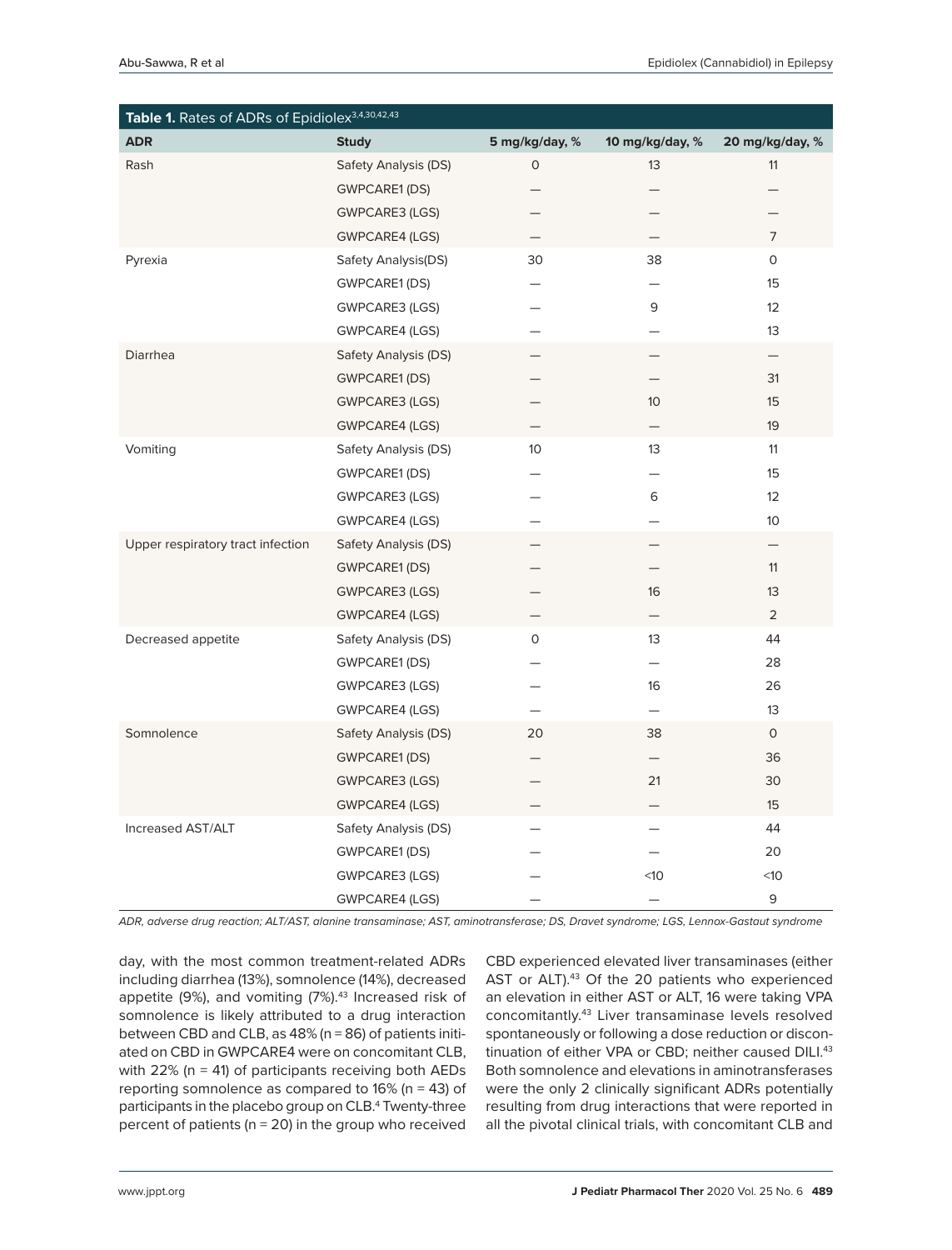**Table 1.** Rates of ADRs of Epidiolex[3,4,30,42,43]

| ADR | Study | 5 mg/kg/day, % | 10 mg/kg/day, % | 20 mg/kg/day, % |
|---|---|---|---|---|
| Rash | Safety Analysis (DS) | 0 | 13 | 11 |
| | GWPCARE1 (DS) | — | — | — |
| | GWPCARE3 (LGS) | — | — | — |
| | GWPCARE4 (LGS) | — | — | 7 |
| Pyrexia | Safety Analysis(DS) | 30 | 38 | 0 |
| | GWPCARE1 (DS) | — | — | 15 |
| | GWPCARE3 (LGS) | — | 9 | 12 |
| | GWPCARE4 (LGS) | — | — | 13 |
| Diarrhea | Safety Analysis (DS) | — | — | — |
| | GWPCARE1 (DS) | — | — | 31 |
| | GWPCARE3 (LGS) | — | 10 | 15 |
| | GWPCARE4 (LGS) | — | — | 19 |
| Vomiting | Safety Analysis (DS) | 10 | 13 | 11 |
| | GWPCARE1 (DS) | — | — | 15 |
| | GWPCARE3 (LGS) | — | 6 | 12 |
| | GWPCARE4 (LGS) | — | — | 10 |
| Upper respiratory tract infection | Safety Analysis (DS) | — | — | — |
| | GWPCARE1 (DS) | — | — | 11 |
| | GWPCARE3 (LGS) | — | 16 | 13 |
| | GWPCARE4 (LGS) | — | — | 2 |
| Decreased appetite | Safety Analysis (DS) | 0 | 13 | 44 |
| | GWPCARE1 (DS) | — | — | 28 |
| | GWPCARE3 (LGS) | — | 16 | 26 |
| | GWPCARE4 (LGS) | — | — | 13 |
| Somnolence | Safety Analysis (DS) | 20 | 38 | 0 |
| | GWPCARE1 (DS) | — | — | 36 |
| | GWPCARE3 (LGS) | — | 21 | 30 |
| | GWPCARE4 (LGS) | — | — | 15 |
| Increased AST/ALT | Safety Analysis (DS) | — | — | 44 |
| | GWPCARE1 (DS) | — | — | 20 |
| | GWPCARE3 (LGS) | — | <10 | <10 |
| | GWPCARE4 (LGS) | — | — | 9 |

*ADR, adverse drug reaction; ALT/AST, alanine transaminase; AST, aminotransferase; DS, Dravet syndrome; LGS, Lennox-Gastaut syndrome*

day, with the most common treatment-related ADRs including diarrhea (13%), somnolence (14%), decreased appetite (9%), and vomiting (7%).[43] Increased risk of somnolence is likely attributed to a drug interaction between CBD and CLB, as 48% (n = 86) of patients initiated on CBD in GWPCARE4 were on concomitant CLB, with 22% (n = 41) of participants receiving both AEDs reporting somnolence as compared to 16% (n = 43) of participants in the placebo group on CLB.[4] Twenty-three percent of patients (n = 20) in the group who received CBD experienced elevated liver transaminases (either AST or ALT).[43] Of the 20 patients who experienced an elevation in either AST or ALT, 16 were taking VPA concomitantly.[43] Liver transaminase levels resolved spontaneously or following a dose reduction or discontinuation of either VPA or CBD; neither caused DILI.[43] Both somnolence and elevations in aminotransferases were the only 2 clinically significant ADRs potentially resulting from drug interactions that were reported in all the pivotal clinical trials, with concomitant CLB and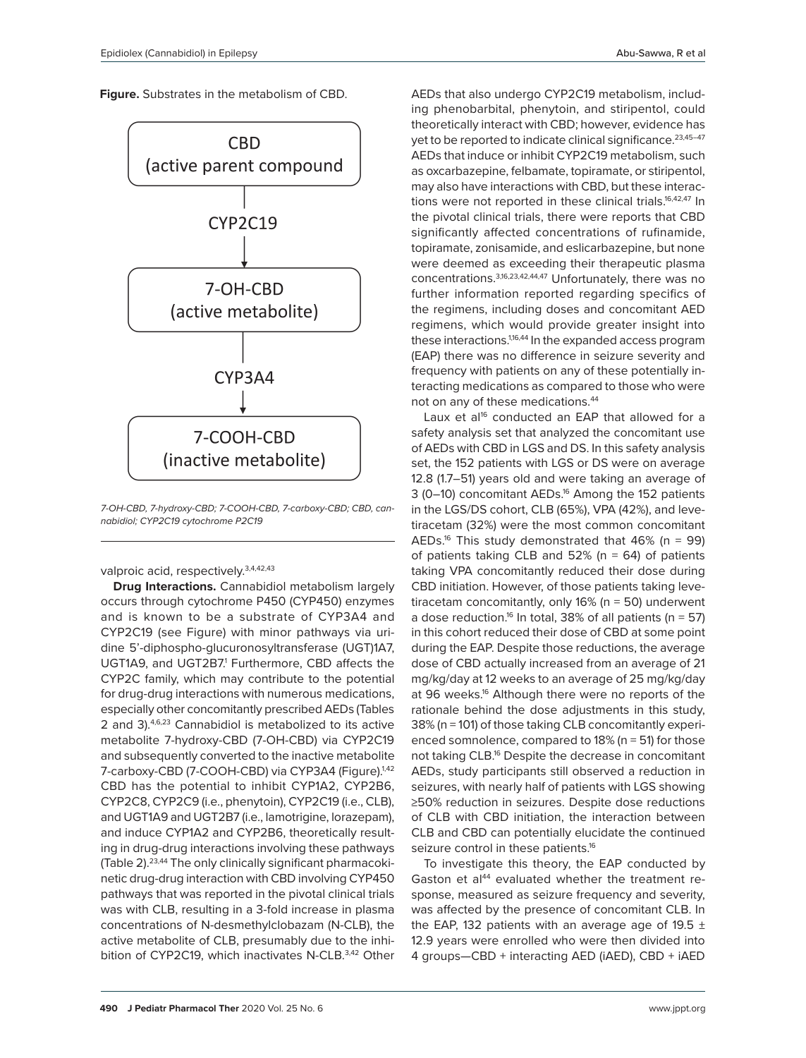**Figure.** Substrates in the metabolism of CBD.

CBD (active parent compound) → CYP2C19 → 7-OH-CBD (active metabolite) → CYP3A4 → 7-COOH-CBD (inactive metabolite)

*7-OH-CBD, 7-hydroxy-CBD; 7-COOH-CBD, 7-carboxy-CBD; CBD, cannabidiol; CYP2C19 cytochrome P2C19*

valproic acid, respectively.[3,4,42,43]

**Drug Interactions.** Cannabidiol metabolism largely occurs through cytochrome P450 (CYP450) enzymes and is known to be a substrate of CYP3A4 and CYP2C19 (see Figure) with minor pathways via uridine 5'-diphospho-glucuronosyltransferase (UGT)1A7, UGT1A9, and UGT2B7.[1] Furthermore, CBD affects the CYP2C family, which may contribute to the potential for drug-drug interactions with numerous medications, especially other concomitantly prescribed AEDs (Tables 2 and 3).[4,6,23] Cannabidiol is metabolized to its active metabolite 7-hydroxy-CBD (7-OH-CBD) via CYP2C19 and subsequently converted to the inactive metabolite 7-carboxy-CBD (7-COOH-CBD) via CYP3A4 (Figure).[1,42] CBD has the potential to inhibit CYP1A2, CYP2B6, CYP2C8, CYP2C9 (i.e., phenytoin), CYP2C19 (i.e., CLB), and UGT1A9 and UGT2B7 (i.e., lamotrigine, lorazepam), and induce CYP1A2 and CYP2B6, theoretically resulting in drug-drug interactions involving these pathways (Table 2).[23,44] The only clinically significant pharmacokinetic drug-drug interaction with CBD involving CYP450 pathways that was reported in the pivotal clinical trials was with CLB, resulting in a 3-fold increase in plasma concentrations of N-desmethylclobazam (N-CLB), the active metabolite of CLB, presumably due to the inhibition of CYP2C19, which inactivates N-CLB.[3,42] Other AEDs that also undergo CYP2C19 metabolism, including phenobarbital, phenytoin, and stiripentol, could theoretically interact with CBD; however, evidence has yet to be reported to indicate clinical significance.[23,45–47] AEDs that induce or inhibit CYP2C19 metabolism, such as oxcarbazepine, felbamate, topiramate, or stiripentol, may also have interactions with CBD, but these interactions were not reported in these clinical trials.[16,42,47] In the pivotal clinical trials, there were reports that CBD significantly affected concentrations of rufinamide, topiramate, zonisamide, and eslicarbazepine, but none were deemed as exceeding their therapeutic plasma concentrations.[3,16,23,42,44,47] Unfortunately, there was no further information reported regarding specifics of the regimens, including doses and concomitant AED regimens, which would provide greater insight into these interactions.[1,16,44] In the expanded access program (EAP) there was no difference in seizure severity and frequency with patients on any of these potentially interacting medications as compared to those who were not on any of these medications.[44]

Laux et al[16] conducted an EAP that allowed for a safety analysis set that analyzed the concomitant use of AEDs with CBD in LGS and DS. In this safety analysis set, the 152 patients with LGS or DS were on average 12.8 (1.7–51) years old and were taking an average of 3 (0–10) concomitant AEDs.[16] Among the 152 patients in the LGS/DS cohort, CLB (65%), VPA (42%), and levetiracetam (32%) were the most common concomitant AEDs.[16] This study demonstrated that 46% (n = 99) of patients taking CLB and 52% (n = 64) of patients taking VPA concomitantly reduced their dose during CBD initiation. However, of those patients taking levetiracetam concomitantly, only 16% (n = 50) underwent a dose reduction.[16] In total, 38% of all patients (n = 57) in this cohort reduced their dose of CBD at some point during the EAP. Despite those reductions, the average dose of CBD actually increased from an average of 21 mg/kg/day at 12 weeks to an average of 25 mg/kg/day at 96 weeks.[16] Although there were no reports of the rationale behind the dose adjustments in this study, 38% (n = 101) of those taking CLB concomitantly experienced somnolence, compared to 18% (n = 51) for those not taking CLB.[16] Despite the decrease in concomitant AEDs, study participants still observed a reduction in seizures, with nearly half of patients with LGS showing ≥50% reduction in seizures. Despite dose reductions of CLB with CBD initiation, the interaction between CLB and CBD can potentially elucidate the continued seizure control in these patients.[16]

To investigate this theory, the EAP conducted by Gaston et al[44] evaluated whether the treatment response, measured as seizure frequency and severity, was affected by the presence of concomitant CLB. In the EAP, 132 patients with an average age of 19.5 ± 12.9 years were enrolled who were then divided into 4 groups—CBD + interacting AED (iAED), CBD + iAED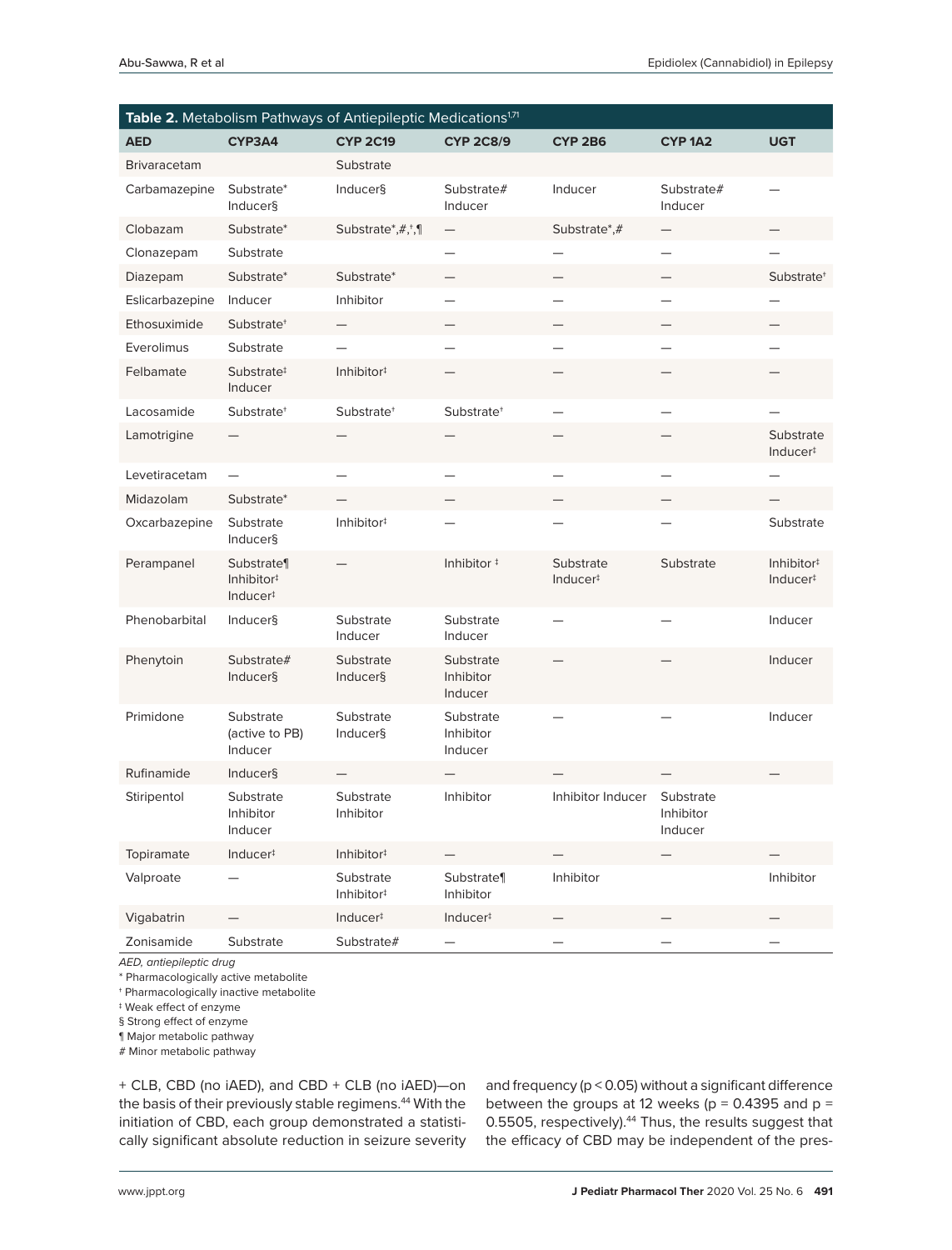**Table 2.** Metabolism Pathways of Antiepileptic Medications[1,71]

| AED | CYP3A4 | CYP 2C19 | CYP 2C8/9 | CYP 2B6 | CYP 1A2 | UGT |
|---|---|---|---|---|---|---|
| Brivaracetam | | Substrate | | | | |
| Carbamazepine | Substrate* Inducer§ | Inducer§ | Substrate# Inducer | Inducer | Substrate# Inducer | — |
| Clobazam | Substrate* | Substrate*,#,†,¶ | — | Substrate*,# | — | — |
| Clonazepam | Substrate | | — | — | — | — |
| Diazepam | Substrate* | Substrate* | — | — | — | Substrate† |
| Eslicarbazepine | Inducer | Inhibitor | — | — | — | — |
| Ethosuximide | Substrate† | — | — | — | — | — |
| Everolimus | Substrate | — | — | — | — | — |
| Felbamate | Substrate‡ Inducer | Inhibitor‡ | — | — | — | — |
| Lacosamide | Substrate† | Substrate† | Substrate† | — | — | — |
| Lamotrigine | — | — | — | — | — | Substrate Inducer‡ |
| Levetiracetam | — | — | — | — | — | — |
| Midazolam | Substrate* | — | — | — | — | — |
| Oxcarbazepine | Substrate Inducer§ | Inhibitor‡ | — | — | — | Substrate |
| Perampanel | Substrate¶ Inhibitor‡ Inducer‡ | — | Inhibitor ‡ | Substrate Inducer‡ | Substrate | Inhibitor‡ Inducer‡ |
| Phenobarbital | Inducer§ | Substrate Inducer | Substrate Inducer | — | — | Inducer |
| Phenytoin | Substrate# Inducer§ | Substrate Inducer§ | Substrate Inhibitor Inducer | — | — | Inducer |
| Primidone | Substrate (active to PB) Inducer | Substrate Inducer§ | Substrate Inhibitor Inducer | — | — | Inducer |
| Rufinamide | Inducer§ | — | — | — | — | — |
| Stiripentol | Substrate Inhibitor Inducer | Substrate Inhibitor | Inhibitor | Inhibitor Inducer | Substrate Inhibitor Inducer | |
| Topiramate | Inducer‡ | Inhibitor‡ | — | — | — | — |
| Valproate | — | Substrate Inhibitor‡ | Substrate¶ Inhibitor | Inhibitor | | Inhibitor |
| Vigabatrin | — | Inducer‡ | Inducer‡ | — | — | — |
| Zonisamide | Substrate | Substrate# | — | — | — | — |

*AED, antiepileptic drug*

\* Pharmacologically active metabolite

† Pharmacologically inactive metabolite

‡ Weak effect of enzyme

§ Strong effect of enzyme

¶ Major metabolic pathway

\# Minor metabolic pathway

+ CLB, CBD (no iAED), and CBD + CLB (no iAED)—on the basis of their previously stable regimens.[44] With the initiation of CBD, each group demonstrated a statistically significant absolute reduction in seizure severity and frequency ($p < 0.05$) without a significant difference between the groups at 12 weeks ($p = 0.4395$ and $p = 0.5505$, respectively).[44] Thus, the results suggest that the efficacy of CBD may be independent of the pres-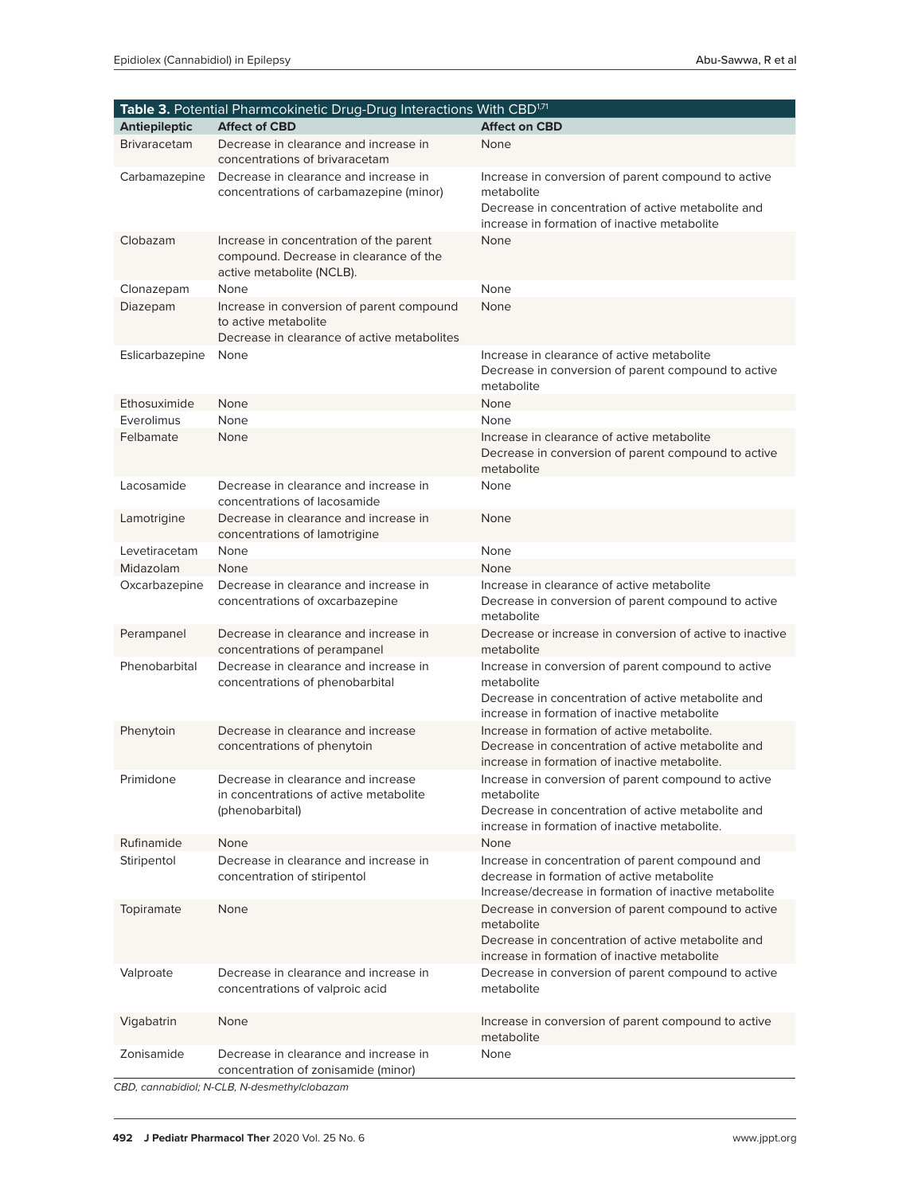**Table 3.** Potential Pharmcokinetic Drug-Drug Interactions With CBD[1,71]

| Antiepileptic | Affect of CBD | Affect on CBD |
|---|---|---|
| Brivaracetam | Decrease in clearance and increase in concentrations of brivaracetam | None |
| Carbamazepine | Decrease in clearance and increase in concentrations of carbamazepine (minor) | Increase in conversion of parent compound to active metabolite<br>Decrease in concentration of active metabolite and increase in formation of inactive metabolite |
| Clobazam | Increase in concentration of the parent compound. Decrease in clearance of the active metabolite (NCLB). | None |
| Clonazepam | None | None |
| Diazepam | Increase in conversion of parent compound to active metabolite<br>Decrease in clearance of active metabolites | None |
| Eslicarbazepine | None | Increase in clearance of active metabolite<br>Decrease in conversion of parent compound to active metabolite |
| Ethosuximide | None | None |
| Everolimus | None | None |
| Felbamate | None | Increase in clearance of active metabolite<br>Decrease in conversion of parent compound to active metabolite |
| Lacosamide | Decrease in clearance and increase in concentrations of lacosamide | None |
| Lamotrigine | Decrease in clearance and increase in concentrations of lamotrigine | None |
| Levetiracetam | None | None |
| Midazolam | None | None |
| Oxcarbazepine | Decrease in clearance and increase in concentrations of oxcarbazepine | Increase in clearance of active metabolite<br>Decrease in conversion of parent compound to active metabolite |
| Perampanel | Decrease in clearance and increase in concentrations of perampanel | Decrease or increase in conversion of active to inactive metabolite |
| Phenobarbital | Decrease in clearance and increase in concentrations of phenobarbital | Increase in conversion of parent compound to active metabolite<br>Decrease in concentration of active metabolite and increase in formation of inactive metabolite |
| Phenytoin | Decrease in clearance and increase concentrations of phenytoin | Increase in formation of active metabolite.<br>Decrease in concentration of active metabolite and increase in formation of inactive metabolite. |
| Primidone | Decrease in clearance and increase in concentrations of active metabolite (phenobarbital) | Increase in conversion of parent compound to active metabolite<br>Decrease in concentration of active metabolite and increase in formation of inactive metabolite. |
| Rufinamide | None | None |
| Stiripentol | Decrease in clearance and increase in concentration of stiripentol | Increase in concentration of parent compound and decrease in formation of active metabolite<br>Increase/decrease in formation of inactive metabolite |
| Topiramate | None | Decrease in conversion of parent compound to active metabolite<br>Decrease in concentration of active metabolite and increase in formation of inactive metabolite |
| Valproate | Decrease in clearance and increase in concentrations of valproic acid | Decrease in conversion of parent compound to active metabolite |
| Vigabatrin | None | Increase in conversion of parent compound to active metabolite |
| Zonisamide | Decrease in clearance and increase in concentration of zonisamide (minor) | None |

*CBD, cannabidiol; N-CLB, N-desmethylclobazam*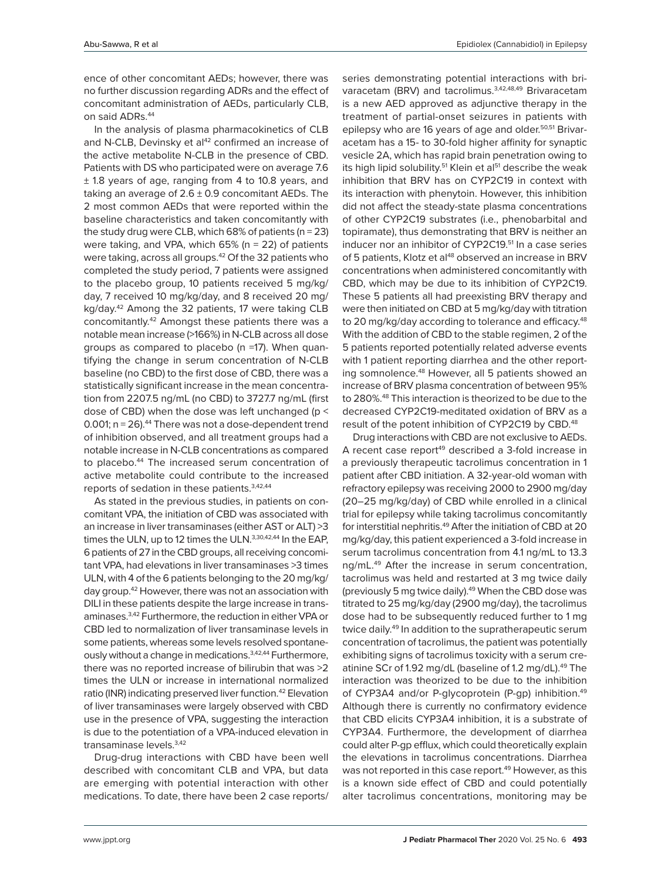ence of other concomitant AEDs; however, there was no further discussion regarding ADRs and the effect of concomitant administration of AEDs, particularly CLB, on said ADRs.[44]

In the analysis of plasma pharmacokinetics of CLB and N-CLB, Devinsky et al[42] confirmed an increase of the active metabolite N-CLB in the presence of CBD. Patients with DS who participated were on average 7.6 ± 1.8 years of age, ranging from 4 to 10.8 years, and taking an average of 2.6 ± 0.9 concomitant AEDs. The 2 most common AEDs that were reported within the baseline characteristics and taken concomitantly with the study drug were CLB, which 68% of patients (n = 23) were taking, and VPA, which 65% (n = 22) of patients were taking, across all groups.[42] Of the 32 patients who completed the study period, 7 patients were assigned to the placebo group, 10 patients received 5 mg/kg/day, 7 received 10 mg/kg/day, and 8 received 20 mg/kg/day.[42] Among the 32 patients, 17 were taking CLB concomitantly.[42] Amongst these patients there was a notable mean increase (>166%) in N-CLB across all dose groups as compared to placebo (n =17). When quantifying the change in serum concentration of N-CLB baseline (no CBD) to the first dose of CBD, there was a statistically significant increase in the mean concentration from 2207.5 ng/mL (no CBD) to 3727.7 ng/mL (first dose of CBD) when the dose was left unchanged ($p < 0.001$; n = 26).[44] There was not a dose-dependent trend of inhibition observed, and all treatment groups had a notable increase in N-CLB concentrations as compared to placebo.[44] The increased serum concentration of active metabolite could contribute to the increased reports of sedation in these patients.[3,42,44]

As stated in the previous studies, in patients on concomitant VPA, the initiation of CBD was associated with an increase in liver transaminases (either AST or ALT) >3 times the ULN, up to 12 times the ULN.[3,30,42,44] In the EAP, 6 patients of 27 in the CBD groups, all receiving concomitant VPA, had elevations in liver transaminases >3 times ULN, with 4 of the 6 patients belonging to the 20 mg/kg/day group.[42] However, there was not an association with DILI in these patients despite the large increase in transaminases.[3,42] Furthermore, the reduction in either VPA or CBD led to normalization of liver transaminase levels in some patients, whereas some levels resolved spontaneously without a change in medications.[3,42,44] Furthermore, there was no reported increase of bilirubin that was >2 times the ULN or increase in international normalized ratio (INR) indicating preserved liver function.[42] Elevation of liver transaminases were largely observed with CBD use in the presence of VPA, suggesting the interaction is due to the potentiation of a VPA-induced elevation in transaminase levels.[3,42]

Drug-drug interactions with CBD have been well described with concomitant CLB and VPA, but data are emerging with potential interaction with other medications. To date, there have been 2 case reports/series demonstrating potential interactions with brivaracetam (BRV) and tacrolimus.[3,42,48,49] Brivaracetam is a new AED approved as adjunctive therapy in the treatment of partial-onset seizures in patients with epilepsy who are 16 years of age and older.[50,51] Brivaracetam has a 15- to 30-fold higher affinity for synaptic vesicle 2A, which has rapid brain penetration owing to its high lipid solubility.[51] Klein et al[51] describe the weak inhibition that BRV has on CYP2C19 in context with its interaction with phenytoin. However, this inhibition did not affect the steady-state plasma concentrations of other CYP2C19 substrates (i.e., phenobarbital and topiramate), thus demonstrating that BRV is neither an inducer nor an inhibitor of CYP2C19.[51] In a case series of 5 patients, Klotz et al[48] observed an increase in BRV concentrations when administered concomitantly with CBD, which may be due to its inhibition of CYP2C19. These 5 patients all had preexisting BRV therapy and were then initiated on CBD at 5 mg/kg/day with titration to 20 mg/kg/day according to tolerance and efficacy.[48] With the addition of CBD to the stable regimen, 2 of the 5 patients reported potentially related adverse events with 1 patient reporting diarrhea and the other reporting somnolence.[48] However, all 5 patients showed an increase of BRV plasma concentration of between 95% to 280%.[48] This interaction is theorized to be due to the decreased CYP2C19-meditated oxidation of BRV as a result of the potent inhibition of CYP2C19 by CBD.[48]

Drug interactions with CBD are not exclusive to AEDs. A recent case report[49] described a 3-fold increase in a previously therapeutic tacrolimus concentration in 1 patient after CBD initiation. A 32-year-old woman with refractory epilepsy was receiving 2000 to 2900 mg/day (20–25 mg/kg/day) of CBD while enrolled in a clinical trial for epilepsy while taking tacrolimus concomitantly for interstitial nephritis.[49] After the initiation of CBD at 20 mg/kg/day, this patient experienced a 3-fold increase in serum tacrolimus concentration from 4.1 ng/mL to 13.3 ng/mL.[49] After the increase in serum concentration, tacrolimus was held and restarted at 3 mg twice daily (previously 5 mg twice daily).[49] When the CBD dose was titrated to 25 mg/kg/day (2900 mg/day), the tacrolimus dose had to be subsequently reduced further to 1 mg twice daily.[49] In addition to the supratherapeutic serum concentration of tacrolimus, the patient was potentially exhibiting signs of tacrolimus toxicity with a serum creatinine SCr of 1.92 mg/dL (baseline of 1.2 mg/dL).[49] The interaction was theorized to be due to the inhibition of CYP3A4 and/or P-glycoprotein (P-gp) inhibition.[49] Although there is currently no confirmatory evidence that CBD elicits CYP3A4 inhibition, it is a substrate of CYP3A4. Furthermore, the development of diarrhea could alter P-gp efflux, which could theoretically explain the elevations in tacrolimus concentrations. Diarrhea was not reported in this case report.[49] However, as this is a known side effect of CBD and could potentially alter tacrolimus concentrations, monitoring may be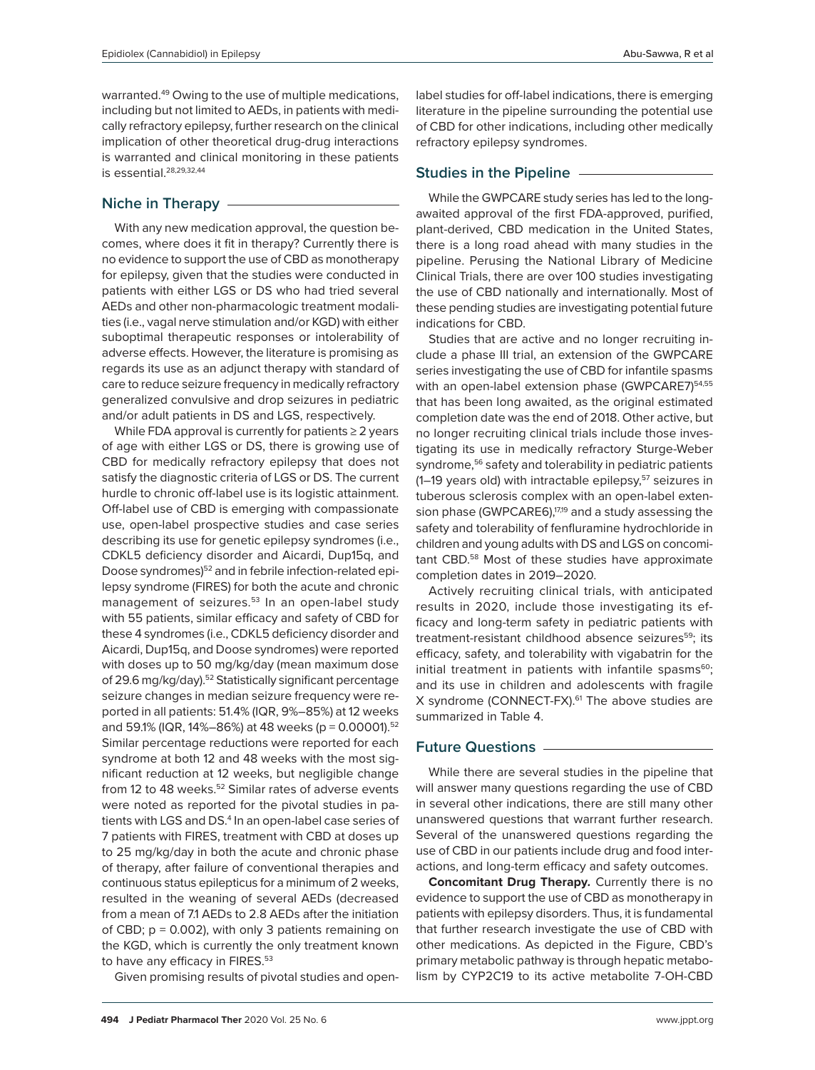warranted.[49] Owing to the use of multiple medications, including but not limited to AEDs, in patients with medically refractory epilepsy, further research on the clinical implication of other theoretical drug-drug interactions is warranted and clinical monitoring in these patients is essential.[28,29,32,44]

## Niche in Therapy

With any new medication approval, the question becomes, where does it fit in therapy? Currently there is no evidence to support the use of CBD as monotherapy for epilepsy, given that the studies were conducted in patients with either LGS or DS who had tried several AEDs and other non-pharmacologic treatment modalities (i.e., vagal nerve stimulation and/or KGD) with either suboptimal therapeutic responses or intolerability of adverse effects. However, the literature is promising as regards its use as an adjunct therapy with standard of care to reduce seizure frequency in medically refractory generalized convulsive and drop seizures in pediatric and/or adult patients in DS and LGS, respectively.

While FDA approval is currently for patients ≥ 2 years of age with either LGS or DS, there is growing use of CBD for medically refractory epilepsy that does not satisfy the diagnostic criteria of LGS or DS. The current hurdle to chronic off-label use is its logistic attainment. Off-label use of CBD is emerging with compassionate use, open-label prospective studies and case series describing its use for genetic epilepsy syndromes (i.e., CDKL5 deficiency disorder and Aicardi, Dup15q, and Doose syndromes)[52] and in febrile infection-related epilepsy syndrome (FIRES) for both the acute and chronic management of seizures.[53] In an open-label study with 55 patients, similar efficacy and safety of CBD for these 4 syndromes (i.e., CDKL5 deficiency disorder and Aicardi, Dup15q, and Doose syndromes) were reported with doses up to 50 mg/kg/day (mean maximum dose of 29.6 mg/kg/day).[52] Statistically significant percentage seizure changes in median seizure frequency were reported in all patients: 51.4% (IQR, 9%–85%) at 12 weeks and 59.1% (IQR, 14%–86%) at 48 weeks ($p = 0.00001$).[52] Similar percentage reductions were reported for each syndrome at both 12 and 48 weeks with the most significant reduction at 12 weeks, but negligible change from 12 to 48 weeks.[52] Similar rates of adverse events were noted as reported for the pivotal studies in patients with LGS and DS.[4] In an open-label case series of 7 patients with FIRES, treatment with CBD at doses up to 25 mg/kg/day in both the acute and chronic phase of therapy, after failure of conventional therapies and continuous status epilepticus for a minimum of 2 weeks, resulted in the weaning of several AEDs (decreased from a mean of 7.1 AEDs to 2.8 AEDs after the initiation of CBD; $p = 0.002$), with only 3 patients remaining on the KGD, which is currently the only treatment known to have any efficacy in FIRES.[53]

Given promising results of pivotal studies and open-label studies for off-label indications, there is emerging literature in the pipeline surrounding the potential use of CBD for other indications, including other medically refractory epilepsy syndromes.

## Studies in the Pipeline

While the GWPCARE study series has led to the long-awaited approval of the first FDA-approved, purified, plant-derived, CBD medication in the United States, there is a long road ahead with many studies in the pipeline. Perusing the National Library of Medicine Clinical Trials, there are over 100 studies investigating the use of CBD nationally and internationally. Most of these pending studies are investigating potential future indications for CBD.

Studies that are active and no longer recruiting include a phase III trial, an extension of the GWPCARE series investigating the use of CBD for infantile spasms with an open-label extension phase (GWPCARE7)[54,55] that has been long awaited, as the original estimated completion date was the end of 2018. Other active, but no longer recruiting clinical trials include those investigating its use in medically refractory Sturge-Weber syndrome,[56] safety and tolerability in pediatric patients (1–19 years old) with intractable epilepsy,[57] seizures in tuberous sclerosis complex with an open-label extension phase (GWPCARE6),[17,19] and a study assessing the safety and tolerability of fenfluramine hydrochloride in children and young adults with DS and LGS on concomitant CBD.[58] Most of these studies have approximate completion dates in 2019–2020.

Actively recruiting clinical trials, with anticipated results in 2020, include those investigating its efficacy and long-term safety in pediatric patients with treatment-resistant childhood absence seizures[59]; its efficacy, safety, and tolerability with vigabatrin for the initial treatment in patients with infantile spasms[60]; and its use in children and adolescents with fragile X syndrome (CONNECT-FX).[61] The above studies are summarized in Table 4.

## Future Questions

While there are several studies in the pipeline that will answer many questions regarding the use of CBD in several other indications, there are still many other unanswered questions that warrant further research. Several of the unanswered questions regarding the use of CBD in our patients include drug and food interactions, and long-term efficacy and safety outcomes.

**Concomitant Drug Therapy.** Currently there is no evidence to support the use of CBD as monotherapy in patients with epilepsy disorders. Thus, it is fundamental that further research investigate the use of CBD with other medications. As depicted in the Figure, CBD's primary metabolic pathway is through hepatic metabolism by CYP2C19 to its active metabolite 7-OH-CBD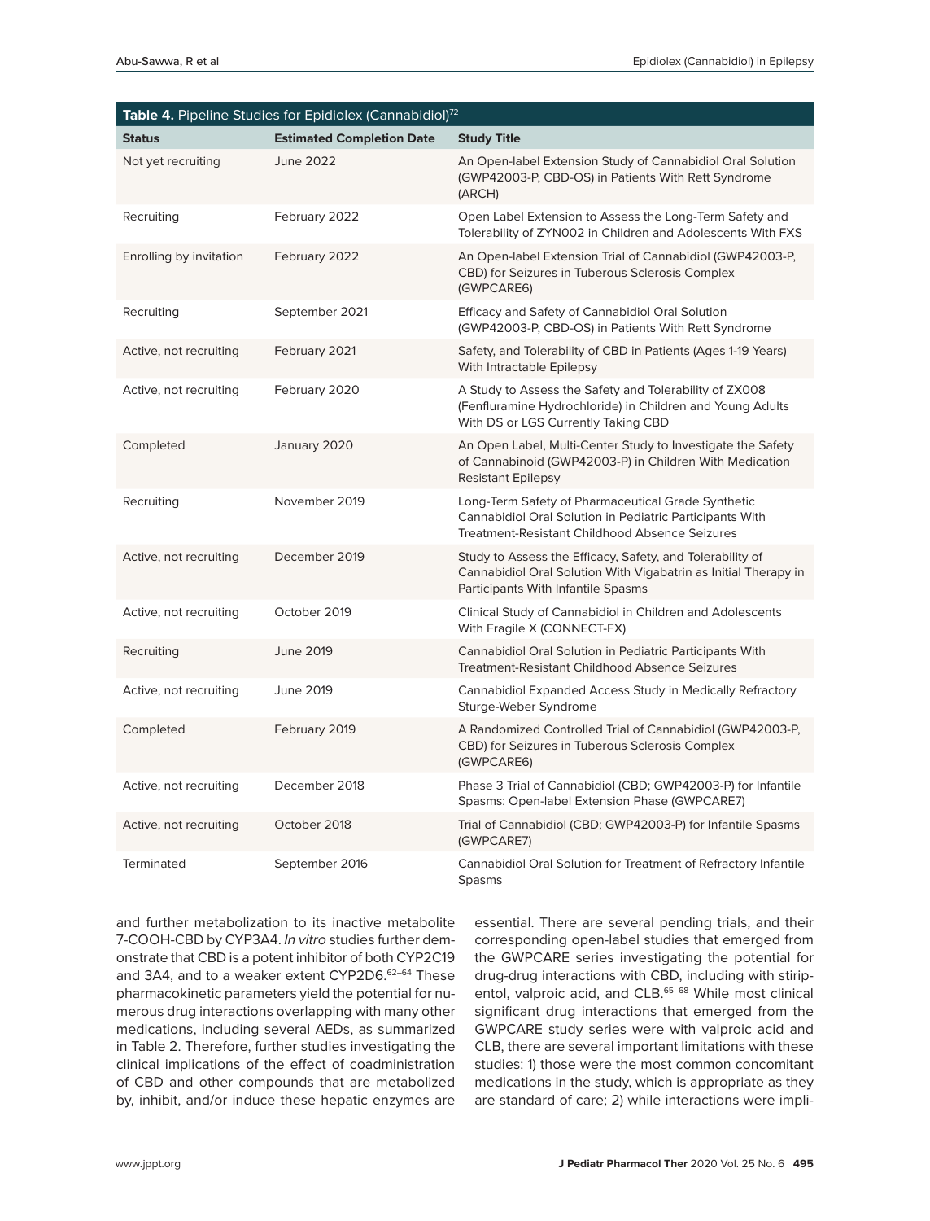**Table 4.** Pipeline Studies for Epidiolex (Cannabidiol)[72]

| Status | Estimated Completion Date | Study Title |
| --- | --- | --- |
| Not yet recruiting | June 2022 | An Open-label Extension Study of Cannabidiol Oral Solution (GWP42003-P, CBD-OS) in Patients With Rett Syndrome (ARCH) |
| Recruiting | February 2022 | Open Label Extension to Assess the Long-Term Safety and Tolerability of ZYN002 in Children and Adolescents With FXS |
| Enrolling by invitation | February 2022 | An Open-label Extension Trial of Cannabidiol (GWP42003-P, CBD) for Seizures in Tuberous Sclerosis Complex (GWPCARE6) |
| Recruiting | September 2021 | Efficacy and Safety of Cannabidiol Oral Solution (GWP42003-P, CBD-OS) in Patients With Rett Syndrome |
| Active, not recruiting | February 2021 | Safety, and Tolerability of CBD in Patients (Ages 1-19 Years) With Intractable Epilepsy |
| Active, not recruiting | February 2020 | A Study to Assess the Safety and Tolerability of ZX008 (Fenfluramine Hydrochloride) in Children and Young Adults With DS or LGS Currently Taking CBD |
| Completed | January 2020 | An Open Label, Multi-Center Study to Investigate the Safety of Cannabinoid (GWP42003-P) in Children With Medication Resistant Epilepsy |
| Recruiting | November 2019 | Long-Term Safety of Pharmaceutical Grade Synthetic Cannabidiol Oral Solution in Pediatric Participants With Treatment-Resistant Childhood Absence Seizures |
| Active, not recruiting | December 2019 | Study to Assess the Efficacy, Safety, and Tolerability of Cannabidiol Oral Solution With Vigabatrin as Initial Therapy in Participants With Infantile Spasms |
| Active, not recruiting | October 2019 | Clinical Study of Cannabidiol in Children and Adolescents With Fragile X (CONNECT-FX) |
| Recruiting | June 2019 | Cannabidiol Oral Solution in Pediatric Participants With Treatment-Resistant Childhood Absence Seizures |
| Active, not recruiting | June 2019 | Cannabidiol Expanded Access Study in Medically Refractory Sturge-Weber Syndrome |
| Completed | February 2019 | A Randomized Controlled Trial of Cannabidiol (GWP42003-P, CBD) for Seizures in Tuberous Sclerosis Complex (GWPCARE6) |
| Active, not recruiting | December 2018 | Phase 3 Trial of Cannabidiol (CBD; GWP42003-P) for Infantile Spasms: Open-label Extension Phase (GWPCARE7) |
| Active, not recruiting | October 2018 | Trial of Cannabidiol (CBD; GWP42003-P) for Infantile Spasms (GWPCARE7) |
| Terminated | September 2016 | Cannabidiol Oral Solution for Treatment of Refractory Infantile Spasms |

and further metabolization to its inactive metabolite 7-COOH-CBD by CYP3A4. *In vitro* studies further demonstrate that CBD is a potent inhibitor of both CYP2C19 and 3A4, and to a weaker extent CYP2D6.[62–64] These pharmacokinetic parameters yield the potential for numerous drug interactions overlapping with many other medications, including several AEDs, as summarized in Table 2. Therefore, further studies investigating the clinical implications of the effect of coadministration of CBD and other compounds that are metabolized by, inhibit, and/or induce these hepatic enzymes are essential. There are several pending trials, and their corresponding open-label studies that emerged from the GWPCARE series investigating the potential for drug-drug interactions with CBD, including with stiripentol, valproic acid, and CLB.[65–68] While most clinical significant drug interactions that emerged from the GWPCARE study series were with valproic acid and CLB, there are several important limitations with these studies: 1) those were the most common concomitant medications in the study, which is appropriate as they are standard of care; 2) while interactions were impli-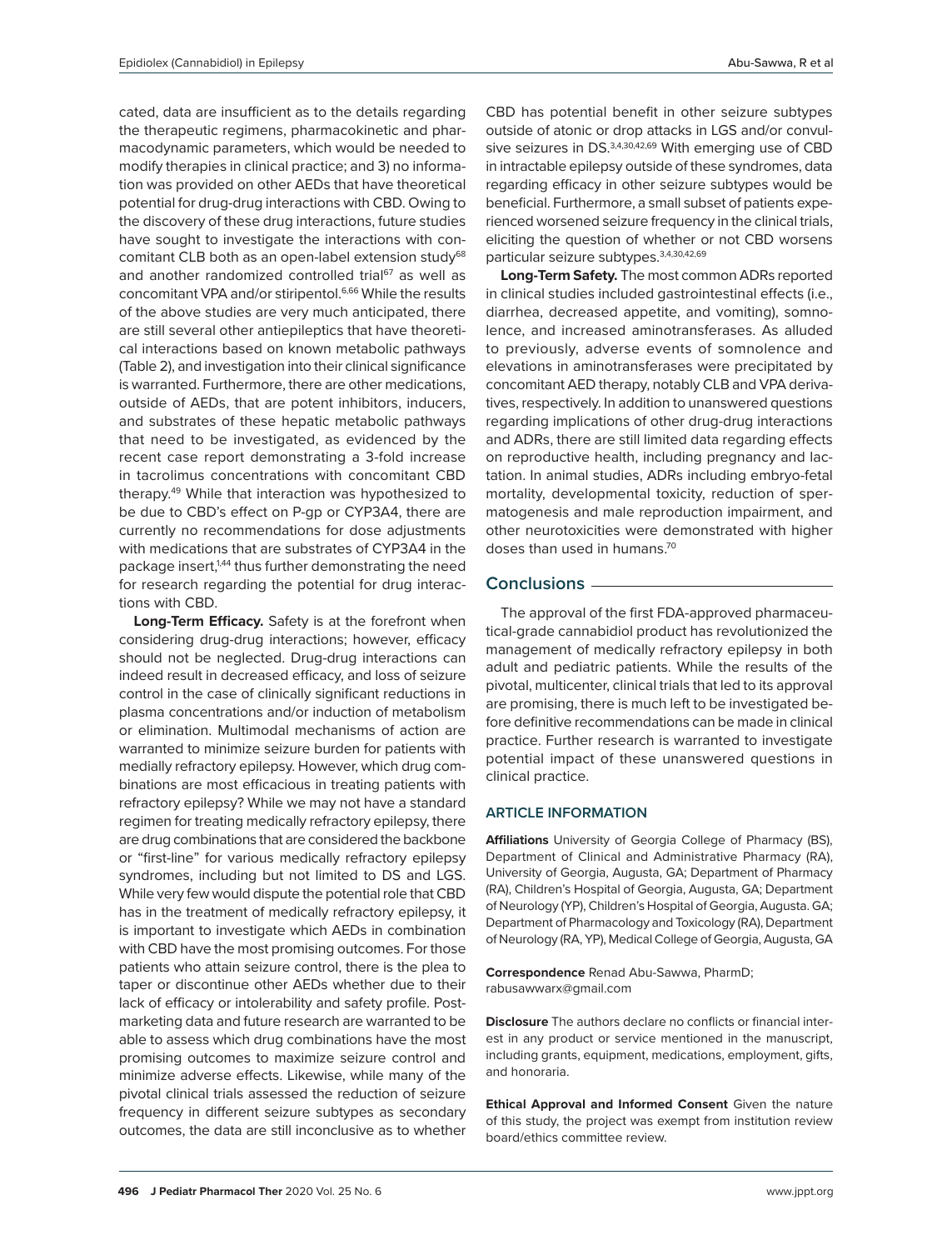cated, data are insufficient as to the details regarding the therapeutic regimens, pharmacokinetic and pharmacodynamic parameters, which would be needed to modify therapies in clinical practice; and 3) no information was provided on other AEDs that have theoretical potential for drug-drug interactions with CBD. Owing to the discovery of these drug interactions, future studies have sought to investigate the interactions with concomitant CLB both as an open-label extension study[68] and another randomized controlled trial[67] as well as concomitant VPA and/or stiripentol.[6,66] While the results of the above studies are very much anticipated, there are still several other antiepileptics that have theoretical interactions based on known metabolic pathways (Table 2), and investigation into their clinical significance is warranted. Furthermore, there are other medications, outside of AEDs, that are potent inhibitors, inducers, and substrates of these hepatic metabolic pathways that need to be investigated, as evidenced by the recent case report demonstrating a 3-fold increase in tacrolimus concentrations with concomitant CBD therapy.[49] While that interaction was hypothesized to be due to CBD's effect on P-gp or CYP3A4, there are currently no recommendations for dose adjustments with medications that are substrates of CYP3A4 in the package insert,[1,44] thus further demonstrating the need for research regarding the potential for drug interactions with CBD.

**Long-Term Efficacy.** Safety is at the forefront when considering drug-drug interactions; however, efficacy should not be neglected. Drug-drug interactions can indeed result in decreased efficacy, and loss of seizure control in the case of clinically significant reductions in plasma concentrations and/or induction of metabolism or elimination. Multimodal mechanisms of action are warranted to minimize seizure burden for patients with medially refractory epilepsy. However, which drug combinations are most efficacious in treating patients with refractory epilepsy? While we may not have a standard regimen for treating medically refractory epilepsy, there are drug combinations that are considered the backbone or "first-line" for various medically refractory epilepsy syndromes, including but not limited to DS and LGS. While very few would dispute the potential role that CBD has in the treatment of medically refractory epilepsy, it is important to investigate which AEDs in combination with CBD have the most promising outcomes. For those patients who attain seizure control, there is the plea to taper or discontinue other AEDs whether due to their lack of efficacy or intolerability and safety profile. Post-marketing data and future research are warranted to be able to assess which drug combinations have the most promising outcomes to maximize seizure control and minimize adverse effects. Likewise, while many of the pivotal clinical trials assessed the reduction of seizure frequency in different seizure subtypes as secondary outcomes, the data are still inconclusive as to whether CBD has potential benefit in other seizure subtypes outside of atonic or drop attacks in LGS and/or convulsive seizures in DS.[3,4,30,42,69] With emerging use of CBD in intractable epilepsy outside of these syndromes, data regarding efficacy in other seizure subtypes would be beneficial. Furthermore, a small subset of patients experienced worsened seizure frequency in the clinical trials, eliciting the question of whether or not CBD worsens particular seizure subtypes.[3,4,30,42,69]

**Long-Term Safety.** The most common ADRs reported in clinical studies included gastrointestinal effects (i.e., diarrhea, decreased appetite, and vomiting), somnolence, and increased aminotransferases. As alluded to previously, adverse events of somnolence and elevations in aminotransferases were precipitated by concomitant AED therapy, notably CLB and VPA derivatives, respectively. In addition to unanswered questions regarding implications of other drug-drug interactions and ADRs, there are still limited data regarding effects on reproductive health, including pregnancy and lactation. In animal studies, ADRs including embryo-fetal mortality, developmental toxicity, reduction of spermatogenesis and male reproduction impairment, and other neurotoxicities were demonstrated with higher doses than used in humans.[70]

## Conclusions

The approval of the first FDA-approved pharmaceutical-grade cannabidiol product has revolutionized the management of medically refractory epilepsy in both adult and pediatric patients. While the results of the pivotal, multicenter, clinical trials that led to its approval are promising, there is much left to be investigated before definitive recommendations can be made in clinical practice. Further research is warranted to investigate potential impact of these unanswered questions in clinical practice.

### ARTICLE INFORMATION

**Affiliations** University of Georgia College of Pharmacy (BS), Department of Clinical and Administrative Pharmacy (RA), University of Georgia, Augusta, GA; Department of Pharmacy (RA), Children's Hospital of Georgia, Augusta, GA; Department of Neurology (YP), Children's Hospital of Georgia, Augusta. GA; Department of Pharmacology and Toxicology (RA), Department of Neurology (RA, YP), Medical College of Georgia, Augusta, GA

**Correspondence** Renad Abu-Sawwa, PharmD; rabusawwarx@gmail.com

**Disclosure** The authors declare no conflicts or financial interest in any product or service mentioned in the manuscript, including grants, equipment, medications, employment, gifts, and honoraria.

**Ethical Approval and Informed Consent** Given the nature of this study, the project was exempt from institution review board/ethics committee review.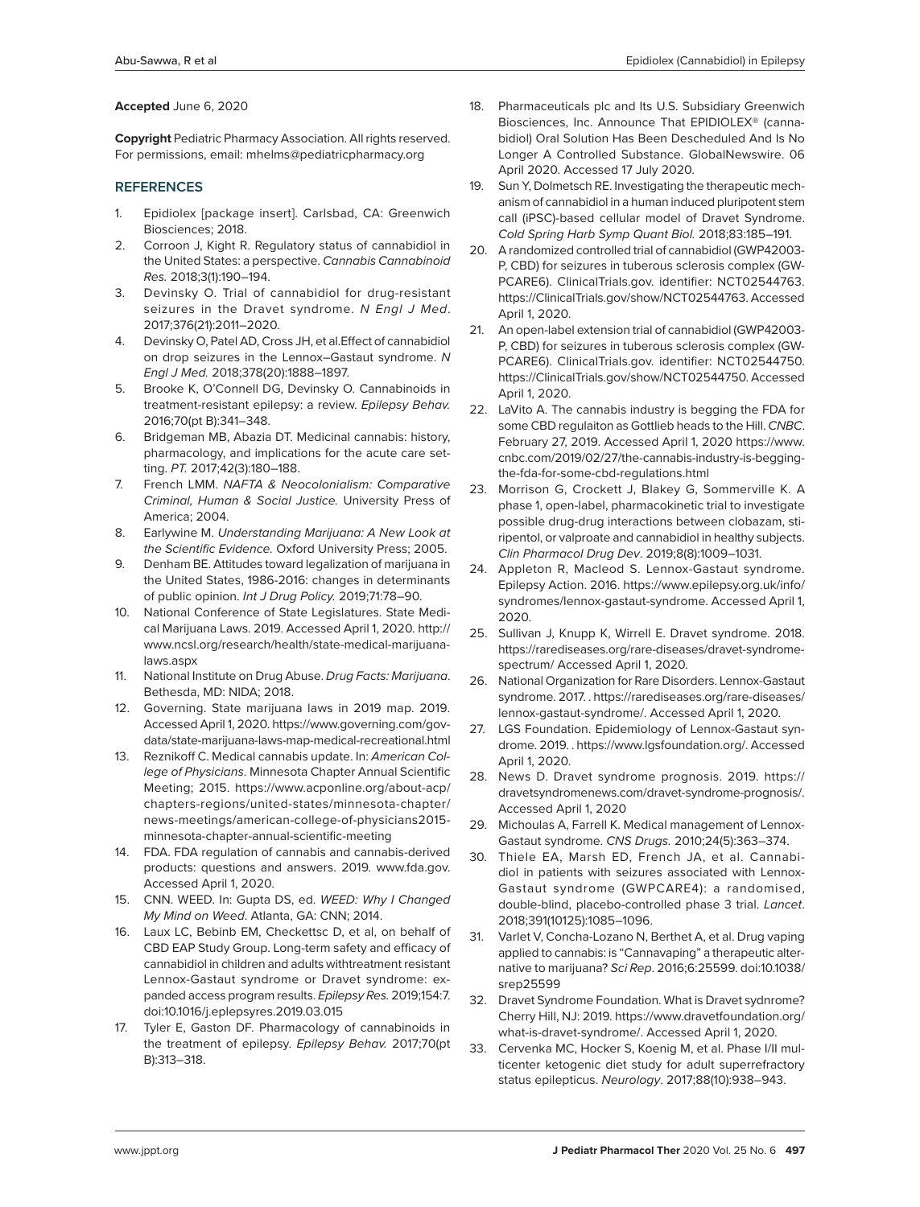**Accepted** June 6, 2020

**Copyright** Pediatric Pharmacy Association. All rights reserved. For permissions, email: mhelms@pediatricpharmacy.org

## REFERENCES

1. Epidiolex [package insert]. Carlsbad, CA: Greenwich Biosciences; 2018.
2. Corroon J, Kight R. Regulatory status of cannabidiol in the United States: a perspective. *Cannabis Cannabinoid Res.* 2018;3(1):190–194.
3. Devinsky O. Trial of cannabidiol for drug-resistant seizures in the Dravet syndrome. *N Engl J Med*. 2017;376(21):2011–2020.
4. Devinsky O, Patel AD, Cross JH, et al.Effect of cannabidiol on drop seizures in the Lennox–Gastaut syndrome. *N Engl J Med.* 2018;378(20):1888–1897.
5. Brooke K, O'Connell DG, Devinsky O. Cannabinoids in treatment-resistant epilepsy: a review. *Epilepsy Behav.* 2016;70(pt B):341–348.
6. Bridgeman MB, Abazia DT. Medicinal cannabis: history, pharmacology, and implications for the acute care setting. *PT.* 2017;42(3):180–188.
7. French LMM. *NAFTA & Neocolonialism: Comparative Criminal, Human & Social Justice.* University Press of America; 2004.
8. Earlywine M. *Understanding Marijuana: A New Look at the Scientific Evidence.* Oxford University Press; 2005.
9. Denham BE. Attitudes toward legalization of marijuana in the United States, 1986-2016: changes in determinants of public opinion. *Int J Drug Policy.* 2019;71:78–90.
10. National Conference of State Legislatures. State Medical Marijuana Laws. 2019. Accessed April 1, 2020. http://www.ncsl.org/research/health/state-medical-marijuana-laws.aspx
11. National Institute on Drug Abuse. *Drug Facts: Marijuana*. Bethesda, MD: NIDA; 2018.
12. Governing. State marijuana laws in 2019 map. 2019. Accessed April 1, 2020. https://www.governing.com/gov-data/state-marijuana-laws-map-medical-recreational.html
13. Reznikoff C. Medical cannabis update. In: *American College of Physicians*. Minnesota Chapter Annual Scientific Meeting; 2015. https://www.acponline.org/about-acp/chapters-regions/united-states/minnesota-chapter/news-meetings/american-college-of-physicians2015-minnesota-chapter-annual-scientific-meeting
14. FDA. FDA regulation of cannabis and cannabis-derived products: questions and answers. 2019. www.fda.gov. Accessed April 1, 2020.
15. CNN. WEED. In: Gupta DS, ed. *WEED: Why I Changed My Mind on Weed*. Atlanta, GA: CNN; 2014.
16. Laux LC, Bebinb EM, Checkettsc D, et al, on behalf of CBD EAP Study Group. Long-term safety and efficacy of cannabidiol in children and adults withtreatment resistant Lennox-Gastaut syndrome or Dravet syndrome: expanded access program results. *Epilepsy Res.* 2019;154:7. doi:10.1016/j.eplepsyres.2019.03.015
17. Tyler E, Gaston DF. Pharmacology of cannabinoids in the treatment of epilepsy. *Epilepsy Behav.* 2017;70(pt B):313–318.
18. Pharmaceuticals plc and Its U.S. Subsidiary Greenwich Biosciences, Inc. Announce That EPIDIOLEX® (cannabidiol) Oral Solution Has Been Descheduled And Is No Longer A Controlled Substance. GlobalNewswire. 06 April 2020. Accessed 17 July 2020.
19. Sun Y, Dolmetsch RE. Investigating the therapeutic mechanism of cannabidiol in a human induced pluripotent stem call (iPSC)-based cellular model of Dravet Syndrome. *Cold Spring Harb Symp Quant Biol.* 2018;83:185–191.
20. A randomized controlled trial of cannabidiol (GWP42003-P, CBD) for seizures in tuberous sclerosis complex (GW-PCARE6). ClinicalTrials.gov. identifier: NCT02544763. https://ClinicalTrials.gov/show/NCT02544763. Accessed April 1, 2020.
21. An open-label extension trial of cannabidiol (GWP42003-P, CBD) for seizures in tuberous sclerosis complex (GW-PCARE6). ClinicalTrials.gov. identifier: NCT02544750. https://ClinicalTrials.gov/show/NCT02544750. Accessed April 1, 2020.
22. LaVito A. The cannabis industry is begging the FDA for some CBD regulaiton as Gottlieb heads to the Hill. *CNBC*. February 27, 2019. Accessed April 1, 2020 https://www.cnbc.com/2019/02/27/the-cannabis-industry-is-begging-the-fda-for-some-cbd-regulations.html
23. Morrison G, Crockett J, Blakey G, Sommerville K. A phase 1, open-label, pharmacokinetic trial to investigate possible drug-drug interactions between clobazam, stiripentol, or valproate and cannabidiol in healthy subjects. *Clin Pharmacol Drug Dev*. 2019;8(8):1009–1031.
24. Appleton R, Macleod S. Lennox-Gastaut syndrome. Epilepsy Action. 2016. https://www.epilepsy.org.uk/info/syndromes/lennox-gastaut-syndrome. Accessed April 1, 2020.
25. Sullivan J, Knupp K, Wirrell E. Dravet syndrome. 2018. https://rarediseases.org/rare-diseases/dravet-syndrome-spectrum/ Accessed April 1, 2020.
26. National Organization for Rare Disorders. Lennox-Gastaut syndrome. 2017. . https://rarediseases.org/rare-diseases/lennox-gastaut-syndrome/. Accessed April 1, 2020.
27. LGS Foundation. Epidemiology of Lennox-Gastaut syndrome. 2019. . https://www.lgsfoundation.org/. Accessed April 1, 2020.
28. News D. Dravet syndrome prognosis. 2019. https://dravetsyndromenews.com/dravet-syndrome-prognosis/. Accessed April 1, 2020
29. Michoulas A, Farrell K. Medical management of Lennox-Gastaut syndrome. *CNS Drugs.* 2010;24(5):363–374.
30. Thiele EA, Marsh ED, French JA, et al. Cannabidiol in patients with seizures associated with Lennox-Gastaut syndrome (GWPCARE4): a randomised, double-blind, placebo-controlled phase 3 trial. *Lancet*. 2018;391(10125):1085–1096.
31. Varlet V, Concha-Lozano N, Berthet A, et al. Drug vaping applied to cannabis: is "Cannavaping" a therapeutic alternative to marijuana? *Sci Rep*. 2016;6:25599. doi:10.1038/srep25599
32. Dravet Syndrome Foundation. What is Dravet sydnrome? Cherry Hill, NJ: 2019. https://www.dravetfoundation.org/what-is-dravet-syndrome/. Accessed April 1, 2020.
33. Cervenka MC, Hocker S, Koenig M, et al. Phase I/II multicenter ketogenic diet study for adult superrefractory status epilepticus. *Neurology*. 2017;88(10):938–943.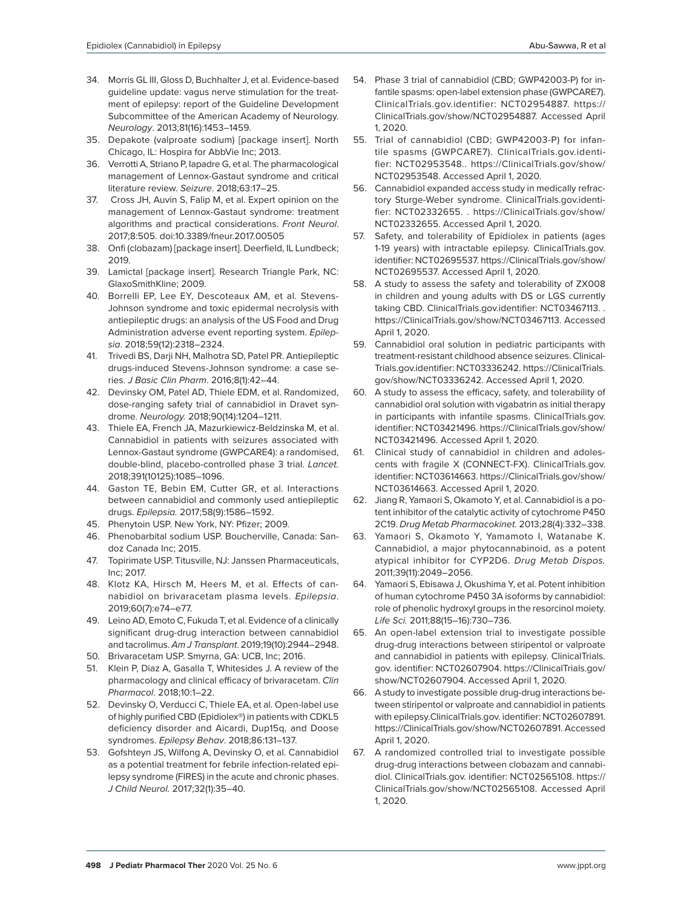34. Morris GL III, Gloss D, Buchhalter J, et al. Evidence-based guideline update: vagus nerve stimulation for the treatment of epilepsy: report of the Guideline Development Subcommittee of the American Academy of Neurology. *Neurology*. 2013;81(16):1453–1459.
35. Depakote (valproate sodium) [package insert]. North Chicago, IL: Hospira for AbbVie Inc; 2013.
36. Verrotti A, Striano P, Iapadre G, et al. The pharmacological management of Lennox-Gastaut syndrome and critical literature review. *Seizure*. 2018;63:17–25.
37. Cross JH, Auvin S, Falip M, et al. Expert opinion on the management of Lennox-Gastaut syndrome: treatment algorithms and practical considerations. *Front Neurol*. 2017;8:505. doi:10.3389/fneur.2017.00505
38. Onfi (clobazam) [package insert]. Deerfield, IL Lundbeck; 2019.
39. Lamictal [package insert]. Research Triangle Park, NC: GlaxoSmithKline; 2009.
40. Borrelli EP, Lee EY, Descoteaux AM, et al. Stevens-Johnson syndrome and toxic epidermal necrolysis with antiepileptic drugs: an analysis of the US Food and Drug Administration adverse event reporting system. *Epilepsia*. 2018;59(12):2318–2324.
41. Trivedi BS, Darji NH, Malhotra SD, Patel PR. Antiepileptic drugs-induced Stevens-Johnson syndrome: a case series. *J Basic Clin Pharm*. 2016;8(1):42–44.
42. Devinsky OM, Patel AD, Thiele EDM, et al. Randomized, dose-ranging safety trial of cannabidiol in Dravet syndrome. *Neurology.* 2018;90(14):1204–1211.
43. Thiele EA, French JA, Mazurkiewicz-Beldzinska M, et al. Cannabidiol in patients with seizures associated with Lennox-Gastaut syndrome (GWPCARE4): a randomised, double-blind, placebo-controlled phase 3 trial. *Lancet.* 2018;391(10125):1085–1096.
44. Gaston TE, Bebin EM, Cutter GR, et al. Interactions between cannabidiol and commonly used antiepileptic drugs. *Epilepsia.* 2017;58(9):1586–1592.
45. Phenytoin USP. New York, NY: Pfizer; 2009.
46. Phenobarbital sodium USP. Boucherville, Canada: Sandoz Canada Inc; 2015.
47. Topirimate USP. Titusville, NJ: Janssen Pharmaceuticals, Inc; 2017.
48. Klotz KA, Hirsch M, Heers M, et al. Effects of cannabidiol on brivaracetam plasma levels. *Epilepsia*. 2019;60(7):e74–e77.
49. Leino AD, Emoto C, Fukuda T, et al. Evidence of a clinically significant drug-drug interaction between cannabidiol and tacrolimus. *Am J Transplant*. 2019;19(10):2944–2948.
50. Brivaracetam USP. Smyrna, GA: UCB, Inc; 2016.
51. Klein P, Diaz A, Gasalla T, Whitesides J. A review of the pharmacology and clinical efficacy of brivaracetam. *Clin Pharmacol*. 2018;10:1–22.
52. Devinsky O, Verducci C, Thiele EA, et al. Open-label use of highly purified CBD (Epidiolex®) in patients with CDKL5 deficiency disorder and Aicardi, Dup15q, and Doose syndromes. *Epilepsy Behav*. 2018;86:131–137.
53. Gofshteyn JS, Wilfong A, Devinsky O, et al. Cannabidiol as a potential treatment for febrile infection-related epilepsy syndrome (FIRES) in the acute and chronic phases. *J Child Neurol.* 2017;32(1):35–40.
54. Phase 3 trial of cannabidiol (CBD; GWP42003-P) for infantile spasms: open-label extension phase (GWPCARE7). ClinicalTrials.gov.identifier: NCT02954887. https://ClinicalTrials.gov/show/NCT02954887. Accessed April 1, 2020.
55. Trial of cannabidiol (CBD; GWP42003-P) for infantile spasms (GWPCARE7). ClinicalTrials.gov.identifier: NCT02953548.. https://ClinicalTrials.gov/show/NCT02953548. Accessed April 1, 2020.
56. Cannabidiol expanded access study in medically refractory Sturge-Weber syndrome. ClinicalTrials.gov.identifier: NCT02332655. . https://ClinicalTrials.gov/show/NCT02332655. Accessed April 1, 2020.
57. Safety, and tolerability of Epidiolex in patients (ages 1-19 years) with intractable epilepsy. ClinicalTrials.gov. identifier: NCT02695537. https://ClinicalTrials.gov/show/NCT02695537. Accessed April 1, 2020.
58. A study to assess the safety and tolerability of ZX008 in children and young adults with DS or LGS currently taking CBD. ClinicalTrials.gov.identifier: NCT03467113. . https://ClinicalTrials.gov/show/NCT03467113. Accessed April 1, 2020.
59. Cannabidiol oral solution in pediatric participants with treatment-resistant childhood absence seizures. ClinicalTrials.gov.identifier: NCT03336242. https://ClinicalTrials.gov/show/NCT03336242. Accessed April 1, 2020.
60. A study to assess the efficacy, safety, and tolerability of cannabidiol oral solution with vigabatrin as initial therapy in participants with infantile spasms. ClinicalTrials.gov. identifier: NCT03421496. https://ClinicalTrials.gov/show/NCT03421496. Accessed April 1, 2020.
61. Clinical study of cannabidiol in children and adolescents with fragile X (CONNECT-FX). ClinicalTrials.gov. identifier: NCT03614663. https://ClinicalTrials.gov/show/NCT03614663. Accessed April 1, 2020.
62. Jiang R, Yamaori S, Okamoto Y, et al. Cannabidiol is a potent inhibitor of the catalytic activity of cytochrome P450 2C19. *Drug Metab Pharmacokinet.* 2013;28(4):332–338.
63. Yamaori S, Okamoto Y, Yamamoto I, Watanabe K. Cannabidiol, a major phytocannabinoid, as a potent atypical inhibitor for CYP2D6. *Drug Metab Dispos.* 2011;39(11):2049–2056.
64. Yamaori S, Ebisawa J, Okushima Y, et al. Potent inhibition of human cytochrome P450 3A isoforms by cannabidiol: role of phenolic hydroxyl groups in the resorcinol moiety. *Life Sci.* 2011;88(15–16):730–736.
65. An open-label extension trial to investigate possible drug-drug interactions between stiripentol or valproate and cannabidiol in patients with epilepsy. ClinicalTrials.gov. identifier: NCT02607904. https://ClinicalTrials.gov/show/NCT02607904. Accessed April 1, 2020.
66. A study to investigate possible drug-drug interactions between stiripentol or valproate and cannabidiol in patients with epilepsy.ClinicalTrials.gov. identifier: NCT02607891. https://ClinicalTrials.gov/show/NCT02607891. Accessed April 1, 2020.
67. A randomized controlled trial to investigate possible drug-drug interactions between clobazam and cannabidiol. ClinicalTrials.gov. identifier: NCT02565108. https://ClinicalTrials.gov/show/NCT02565108. Accessed April 1, 2020.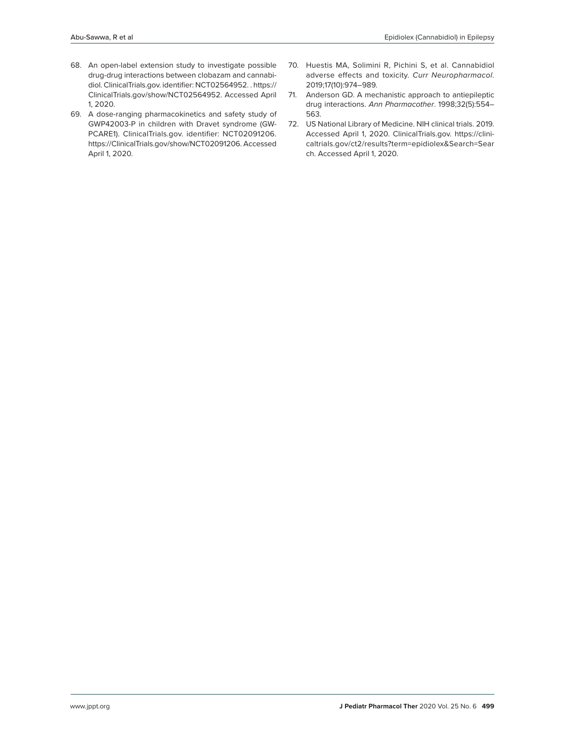68. An open-label extension study to investigate possible drug-drug interactions between clobazam and cannabidiol. ClinicalTrials.gov. identifier: NCT02564952. . https://ClinicalTrials.gov/show/NCT02564952. Accessed April 1, 2020.
69. A dose-ranging pharmacokinetics and safety study of GWP42003-P in children with Dravet syndrome (GWPCARE1). ClinicalTrials.gov. identifier: NCT02091206. https://ClinicalTrials.gov/show/NCT02091206. Accessed April 1, 2020.
70. Huestis MA, Solimini R, Pichini S, et al. Cannabidiol adverse effects and toxicity. *Curr Neuropharmacol*. 2019;17(10):974–989.
71. Anderson GD. A mechanistic approach to antiepileptic drug interactions. *Ann Pharmacother*. 1998;32(5):554–563.
72. US National Library of Medicine. NIH clinical trials. 2019. Accessed April 1, 2020. ClinicalTrials.gov. https://clinicaltrials.gov/ct2/results?term=epidiolex&Search=Search. Accessed April 1, 2020.